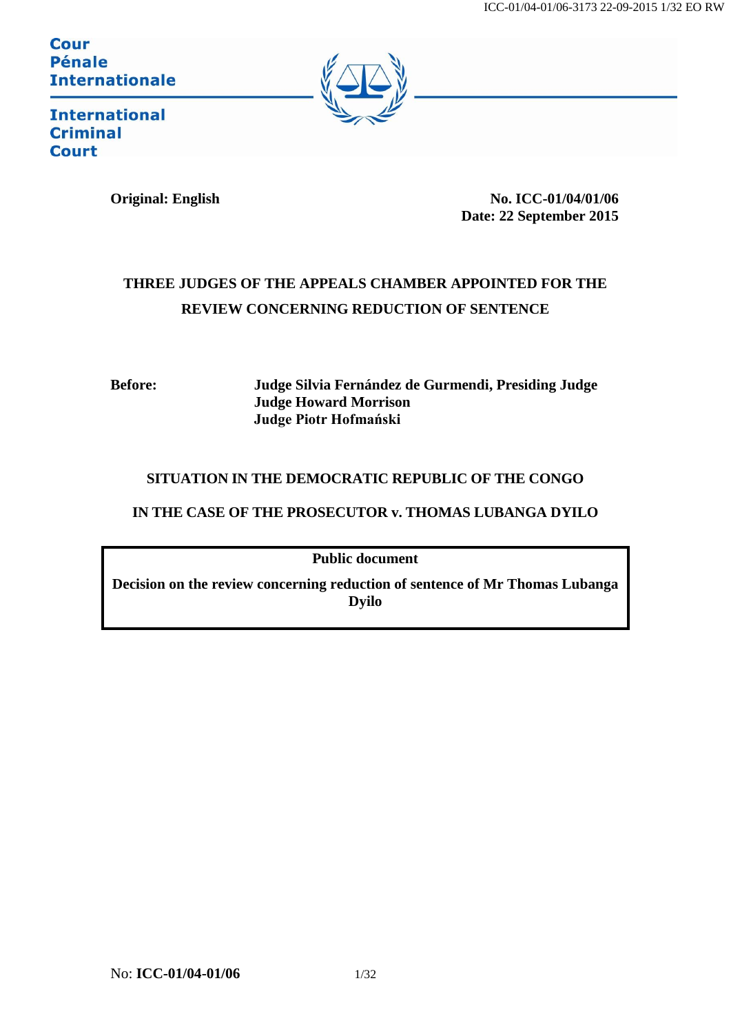Cour
Pénale
Internationale

International
Criminal
Court

**Original: English**

**No. ICC-01/04/01/06**
**Date: 22 September 2015**

**THREE JUDGES OF THE APPEALS CHAMBER APPOINTED FOR THE REVIEW CONCERNING REDUCTION OF SENTENCE**

**Before:** **Judge Silvia Fernández de Gurmendi, Presiding Judge**
**Judge Howard Morrison**
**Judge Piotr Hofmański**

**SITUATION IN THE DEMOCRATIC REPUBLIC OF THE CONGO**

**IN THE CASE OF THE PROSECUTOR v. THOMAS LUBANGA DYILO**

**Public document**

**Decision on the review concerning reduction of sentence of Mr Thomas Lubanga Dyilo**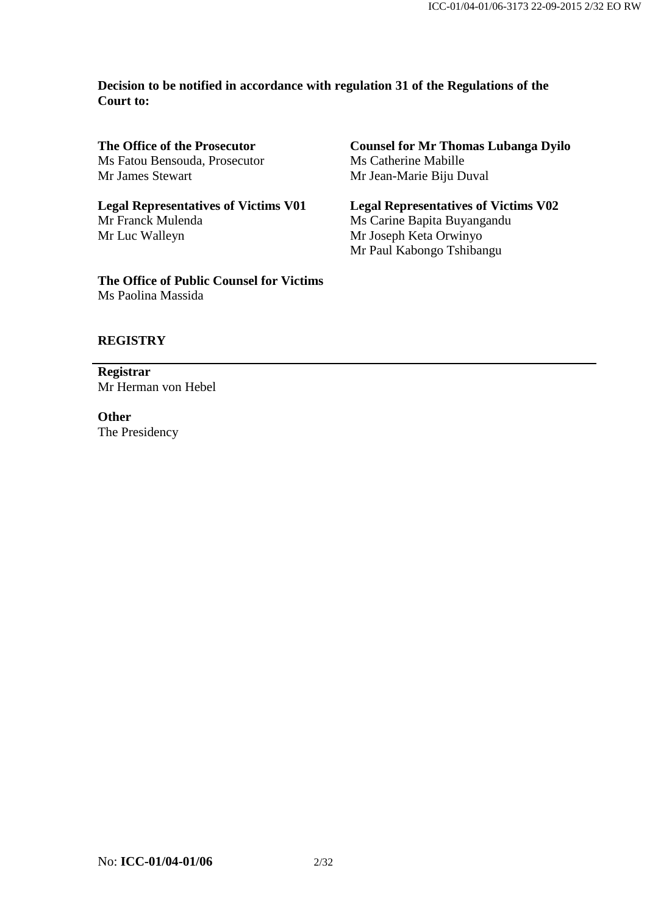**Decision to be notified in accordance with regulation 31 of the Regulations of the Court to:**

**The Office of the Prosecutor**
Ms Fatou Bensouda, Prosecutor
Mr James Stewart

**Counsel for Mr Thomas Lubanga Dyilo**
Ms Catherine Mabille
Mr Jean-Marie Biju Duval

**Legal Representatives of Victims V01**
Mr Franck Mulenda
Mr Luc Walleyn

**Legal Representatives of Victims V02**
Ms Carine Bapita Buyangandu
Mr Joseph Keta Orwinyo
Mr Paul Kabongo Tshibangu

**The Office of Public Counsel for Victims**
Ms Paolina Massida

## REGISTRY

**Registrar**
Mr Herman von Hebel

**Other**
The Presidency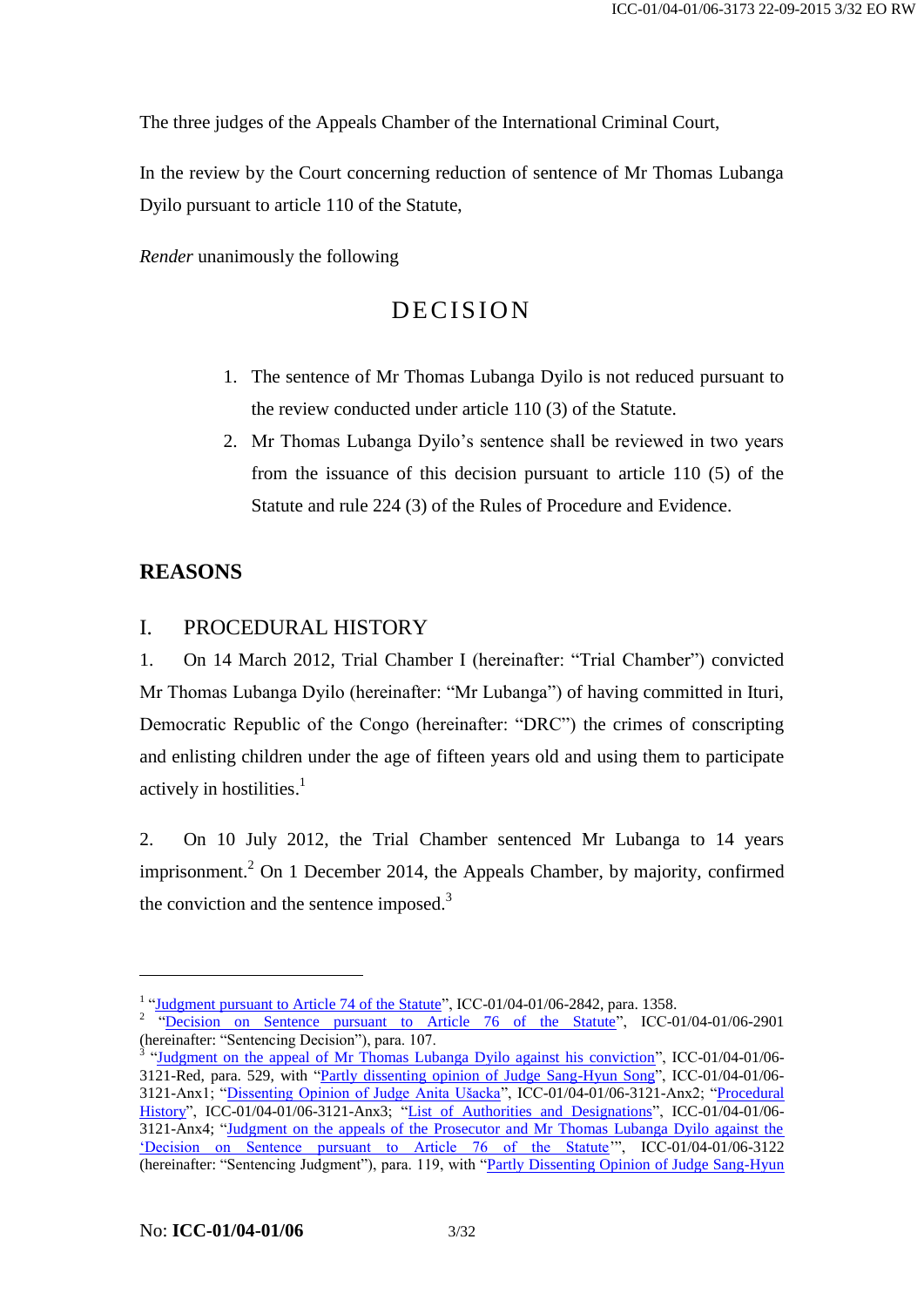The three judges of the Appeals Chamber of the International Criminal Court,

In the review by the Court concerning reduction of sentence of Mr Thomas Lubanga Dyilo pursuant to article 110 of the Statute,

*Render* unanimously the following

# DECISION

1. The sentence of Mr Thomas Lubanga Dyilo is not reduced pursuant to the review conducted under article 110 (3) of the Statute.
2. Mr Thomas Lubanga Dyilo's sentence shall be reviewed in two years from the issuance of this decision pursuant to article 110 (5) of the Statute and rule 224 (3) of the Rules of Procedure and Evidence.

## REASONS

### I. PROCEDURAL HISTORY

1. On 14 March 2012, Trial Chamber I (hereinafter: "Trial Chamber") convicted Mr Thomas Lubanga Dyilo (hereinafter: "Mr Lubanga") of having committed in Ituri, Democratic Republic of the Congo (hereinafter: "DRC") the crimes of conscripting and enlisting children under the age of fifteen years old and using them to participate actively in hostilities.[1]

2. On 10 July 2012, the Trial Chamber sentenced Mr Lubanga to 14 years imprisonment.[2] On 1 December 2014, the Appeals Chamber, by majority, confirmed the conviction and the sentence imposed.[3]

---

[1] "Judgment pursuant to Article 74 of the Statute", ICC-01/04-01/06-2842, para. 1358.

[2] "Decision on Sentence pursuant to Article 76 of the Statute", ICC-01/04-01/06-2901 (hereinafter: "Sentencing Decision"), para. 107.

[3] "Judgment on the appeal of Mr Thomas Lubanga Dyilo against his conviction", ICC-01/04-01/06-3121-Red, para. 529, with "Partly dissenting opinion of Judge Sang-Hyun Song", ICC-01/04-01/06-3121-Anx1; "Dissenting Opinion of Judge Anita Ušacka", ICC-01/04-01/06-3121-Anx2; "Procedural History", ICC-01/04-01/06-3121-Anx3; "List of Authorities and Designations", ICC-01/04-01/06-3121-Anx4; "Judgment on the appeals of the Prosecutor and Mr Thomas Lubanga Dyilo against the 'Decision on Sentence pursuant to Article 76 of the Statute'", ICC-01/04-01/06-3122 (hereinafter: "Sentencing Judgment"), para. 119, with "Partly Dissenting Opinion of Judge Sang-Hyun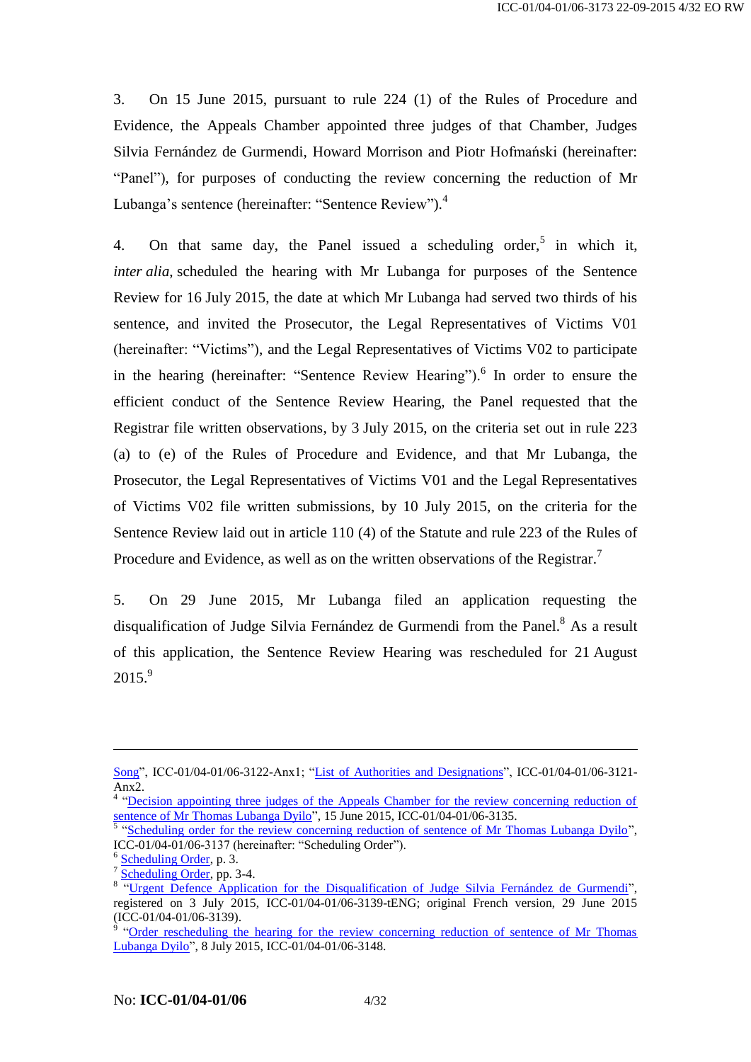3. On 15 June 2015, pursuant to rule 224 (1) of the Rules of Procedure and Evidence, the Appeals Chamber appointed three judges of that Chamber, Judges Silvia Fernández de Gurmendi, Howard Morrison and Piotr Hofmański (hereinafter: "Panel"), for purposes of conducting the review concerning the reduction of Mr Lubanga's sentence (hereinafter: "Sentence Review").[4]

4. On that same day, the Panel issued a scheduling order,[5] in which it, *inter alia*, scheduled the hearing with Mr Lubanga for purposes of the Sentence Review for 16 July 2015, the date at which Mr Lubanga had served two thirds of his sentence, and invited the Prosecutor, the Legal Representatives of Victims V01 (hereinafter: "Victims"), and the Legal Representatives of Victims V02 to participate in the hearing (hereinafter: "Sentence Review Hearing").[6] In order to ensure the efficient conduct of the Sentence Review Hearing, the Panel requested that the Registrar file written observations, by 3 July 2015, on the criteria set out in rule 223 (a) to (e) of the Rules of Procedure and Evidence, and that Mr Lubanga, the Prosecutor, the Legal Representatives of Victims V01 and the Legal Representatives of Victims V02 file written submissions, by 10 July 2015, on the criteria for the Sentence Review laid out in article 110 (4) of the Statute and rule 223 of the Rules of Procedure and Evidence, as well as on the written observations of the Registrar.[7]

5. On 29 June 2015, Mr Lubanga filed an application requesting the disqualification of Judge Silvia Fernández de Gurmendi from the Panel.[8] As a result of this application, the Sentence Review Hearing was rescheduled for 21 August 2015.[9]

---

Song", ICC-01/04-01/06-3122-Anx1; "List of Authorities and Designations", ICC-01/04-01/06-3121-Anx2.

[4] "Decision appointing three judges of the Appeals Chamber for the review concerning reduction of sentence of Mr Thomas Lubanga Dyilo", 15 June 2015, ICC-01/04-01/06-3135.

[5] "Scheduling order for the review concerning reduction of sentence of Mr Thomas Lubanga Dyilo", ICC-01/04-01/06-3137 (hereinafter: "Scheduling Order").

[6] Scheduling Order, p. 3.

[7] Scheduling Order, pp. 3-4.

[8] "Urgent Defence Application for the Disqualification of Judge Silvia Fernández de Gurmendi", registered on 3 July 2015, ICC-01/04-01/06-3139-tENG; original French version, 29 June 2015 (ICC-01/04-01/06-3139).

[9] "Order rescheduling the hearing for the review concerning reduction of sentence of Mr Thomas Lubanga Dyilo", 8 July 2015, ICC-01/04-01/06-3148.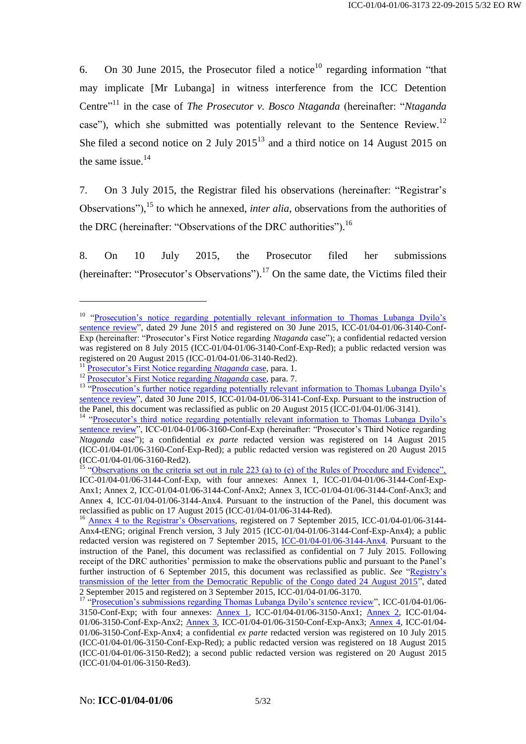6. On 30 June 2015, the Prosecutor filed a notice[10] regarding information "that may implicate [Mr Lubanga] in witness interference from the ICC Detention Centre"[11] in the case of *The Prosecutor v. Bosco Ntaganda* (hereinafter: "*Ntaganda* case"), which she submitted was potentially relevant to the Sentence Review.[12] She filed a second notice on 2 July 2015[13] and a third notice on 14 August 2015 on the same issue.[14]

7. On 3 July 2015, the Registrar filed his observations (hereinafter: "Registrar's Observations"),[15] to which he annexed, *inter alia*, observations from the authorities of the DRC (hereinafter: "Observations of the DRC authorities").[16]

8. On 10 July 2015, the Prosecutor filed her submissions (hereinafter: "Prosecutor's Observations").[17] On the same date, the Victims filed their

---

[10] "Prosecution's notice regarding potentially relevant information to Thomas Lubanga Dyilo's sentence review", dated 29 June 2015 and registered on 30 June 2015, ICC-01/04-01/06-3140-Conf-Exp (hereinafter: "Prosecutor's First Notice regarding *Ntaganda* case"); a confidential redacted version was registered on 8 July 2015 (ICC-01/04-01/06-3140-Conf-Exp-Red); a public redacted version was registered on 20 August 2015 (ICC-01/04-01/06-3140-Red2).

[11] Prosecutor's First Notice regarding *Ntaganda* case, para. 1.

[12] Prosecutor's First Notice regarding *Ntaganda* case, para. 7.

[13] "Prosecution's further notice regarding potentially relevant information to Thomas Lubanga Dyilo's sentence review", dated 30 June 2015, ICC-01/04-01/06-3141-Conf-Exp. Pursuant to the instruction of the Panel, this document was reclassified as public on 20 August 2015 (ICC-01/04-01/06-3141).

[14] "Prosecutor's third notice regarding potentially relevant information to Thomas Lubanga Dyilo's sentence review", ICC-01/04-01/06-3160-Conf-Exp (hereinafter: "Prosecutor's Third Notice regarding *Ntaganda* case"); a confidential *ex parte* redacted version was registered on 14 August 2015 (ICC-01/04-01/06-3160-Conf-Exp-Red); a public redacted version was registered on 20 August 2015 (ICC-01/04-01/06-3160-Red2).

[15] "Observations on the criteria set out in rule 223 (a) to (e) of the Rules of Procedure and Evidence", ICC-01/04-01/06-3144-Conf-Exp, with four annexes: Annex 1, ICC-01/04-01/06-3144-Conf-Exp-Anx1; Annex 2, ICC-01/04-01/06-3144-Conf-Anx2; Annex 3, ICC-01/04-01/06-3144-Conf-Anx3; and Annex 4, ICC-01/04-01/06-3144-Anx4. Pursuant to the instruction of the Panel, this document was reclassified as public on 17 August 2015 (ICC-01/04-01/06-3144-Red).

[16] Annex 4 to the Registrar's Observations, registered on 7 September 2015, ICC-01/04-01/06-3144-Anx4-tENG; original French version, 3 July 2015 (ICC-01/04-01/06-3144-Conf-Exp-Anx4); a public redacted version was registered on 7 September 2015, ICC-01/04-01/06-3144-Anx4. Pursuant to the instruction of the Panel, this document was reclassified as confidential on 7 July 2015. Following receipt of the DRC authorities' permission to make the observations public and pursuant to the Panel's further instruction of 6 September 2015, this document was reclassified as public. *See* "Registry's transmission of the letter from the Democratic Republic of the Congo dated 24 August 2015", dated 2 September 2015 and registered on 3 September 2015, ICC-01/04-01/06-3170.

[17] "Prosecution's submissions regarding Thomas Lubanga Dyilo's sentence review", ICC-01/04-01/06-3150-Conf-Exp; with four annexes: Annex 1, ICC-01/04-01/06-3150-Anx1; Annex 2, ICC-01/04-01/06-3150-Conf-Exp-Anx2; Annex 3, ICC-01/04-01/06-3150-Conf-Exp-Anx3; Annex 4, ICC-01/04-01/06-3150-Conf-Exp-Anx4; a confidential *ex parte* redacted version was registered on 10 July 2015 (ICC-01/04-01/06-3150-Conf-Exp-Red); a public redacted version was registered on 18 August 2015 (ICC-01/04-01/06-3150-Red2); a second public redacted version was registered on 20 August 2015 (ICC-01/04-01/06-3150-Red3).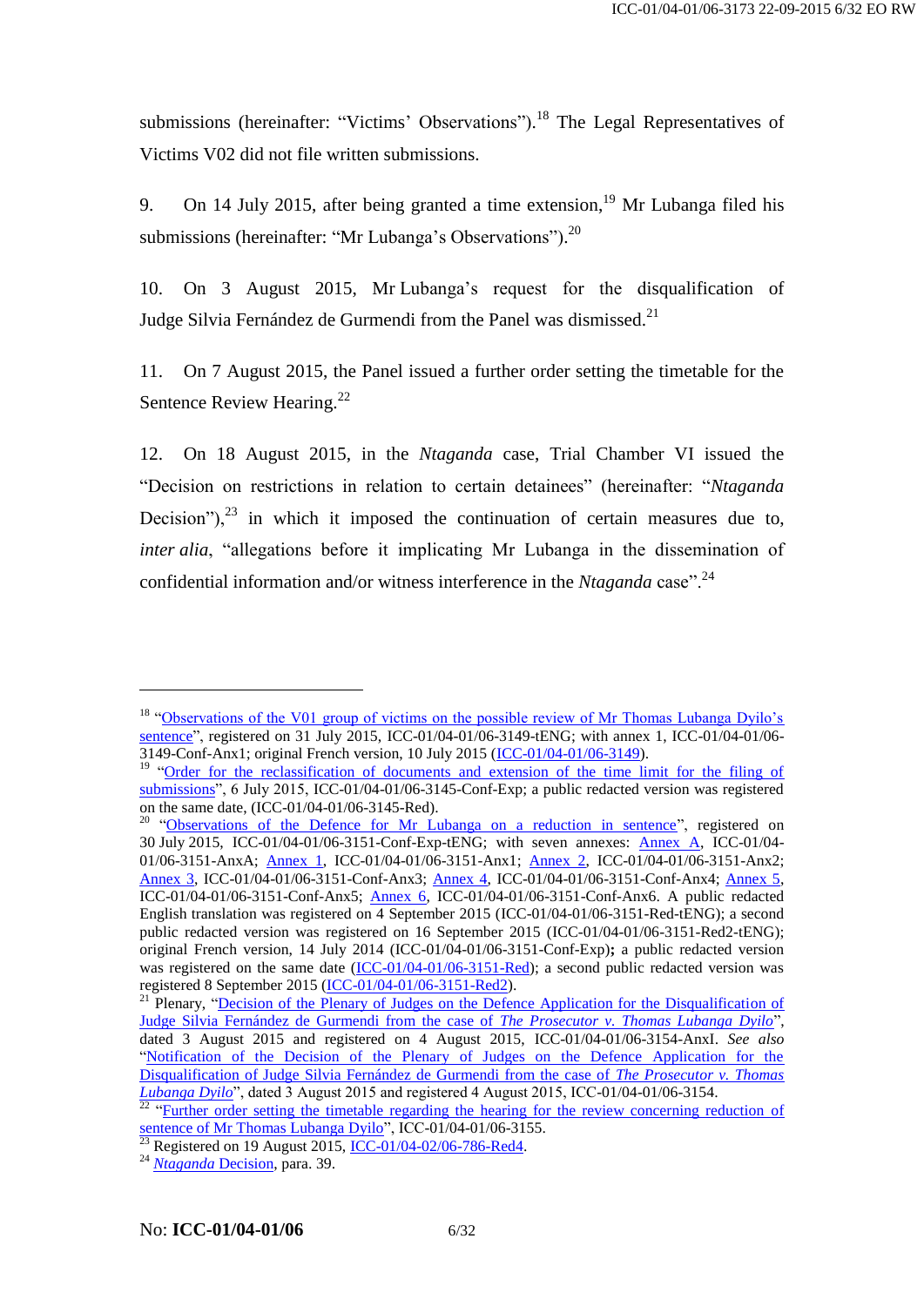submissions (hereinafter: "Victims' Observations").[18] The Legal Representatives of Victims V02 did not file written submissions.

9. On 14 July 2015, after being granted a time extension,[19] Mr Lubanga filed his submissions (hereinafter: "Mr Lubanga's Observations").[20]

10. On 3 August 2015, Mr Lubanga's request for the disqualification of Judge Silvia Fernández de Gurmendi from the Panel was dismissed.[21]

11. On 7 August 2015, the Panel issued a further order setting the timetable for the Sentence Review Hearing.[22]

12. On 18 August 2015, in the *Ntaganda* case, Trial Chamber VI issued the "Decision on restrictions in relation to certain detainees" (hereinafter: "*Ntaganda* Decision"),[23] in which it imposed the continuation of certain measures due to, *inter alia*, "allegations before it implicating Mr Lubanga in the dissemination of confidential information and/or witness interference in the *Ntaganda* case".[24]

---

[18] "Observations of the V01 group of victims on the possible review of Mr Thomas Lubanga Dyilo's sentence", registered on 31 July 2015, ICC-01/04-01/06-3149-tENG; with annex 1, ICC-01/04-01/06-3149-Conf-Anx1; original French version, 10 July 2015 (ICC-01/04-01/06-3149).

[19] "Order for the reclassification of documents and extension of the time limit for the filing of submissions", 6 July 2015, ICC-01/04-01/06-3145-Conf-Exp; a public redacted version was registered on the same date, (ICC-01/04-01/06-3145-Red).

[20] "Observations of the Defence for Mr Lubanga on a reduction in sentence", registered on 30 July 2015, ICC-01/04-01/06-3151-Conf-Exp-tENG; with seven annexes: Annex A, ICC-01/04-01/06-3151-AnxA; Annex 1, ICC-01/04-01/06-3151-Anx1; Annex 2, ICC-01/04-01/06-3151-Anx2; Annex 3, ICC-01/04-01/06-3151-Conf-Anx3; Annex 4, ICC-01/04-01/06-3151-Conf-Anx4; Annex 5, ICC-01/04-01/06-3151-Conf-Anx5; Annex 6, ICC-01/04-01/06-3151-Conf-Anx6. A public redacted English translation was registered on 4 September 2015 (ICC-01/04-01/06-3151-Red-tENG); a second public redacted version was registered on 16 September 2015 (ICC-01/04-01/06-3151-Red2-tENG); original French version, 14 July 2014 (ICC-01/04-01/06-3151-Conf-Exp)**;** a public redacted version was registered on the same date (ICC-01/04-01/06-3151-Red); a second public redacted version was registered 8 September 2015 (ICC-01/04-01/06-3151-Red2).

[21] Plenary, "Decision of the Plenary of Judges on the Defence Application for the Disqualification of Judge Silvia Fernández de Gurmendi from the case of *The Prosecutor v. Thomas Lubanga Dyilo*", dated 3 August 2015 and registered on 4 August 2015, ICC-01/04-01/06-3154-AnxI. *See also* "Notification of the Decision of the Plenary of Judges on the Defence Application for the Disqualification of Judge Silvia Fernández de Gurmendi from the case of *The Prosecutor v. Thomas Lubanga Dyilo*", dated 3 August 2015 and registered 4 August 2015, ICC-01/04-01/06-3154.

[22] "Further order setting the timetable regarding the hearing for the review concerning reduction of sentence of Mr Thomas Lubanga Dyilo", ICC-01/04-01/06-3155.

[23] Registered on 19 August 2015, ICC-01/04-02/06-786-Red4.

[24] *Ntaganda* Decision, para. 39.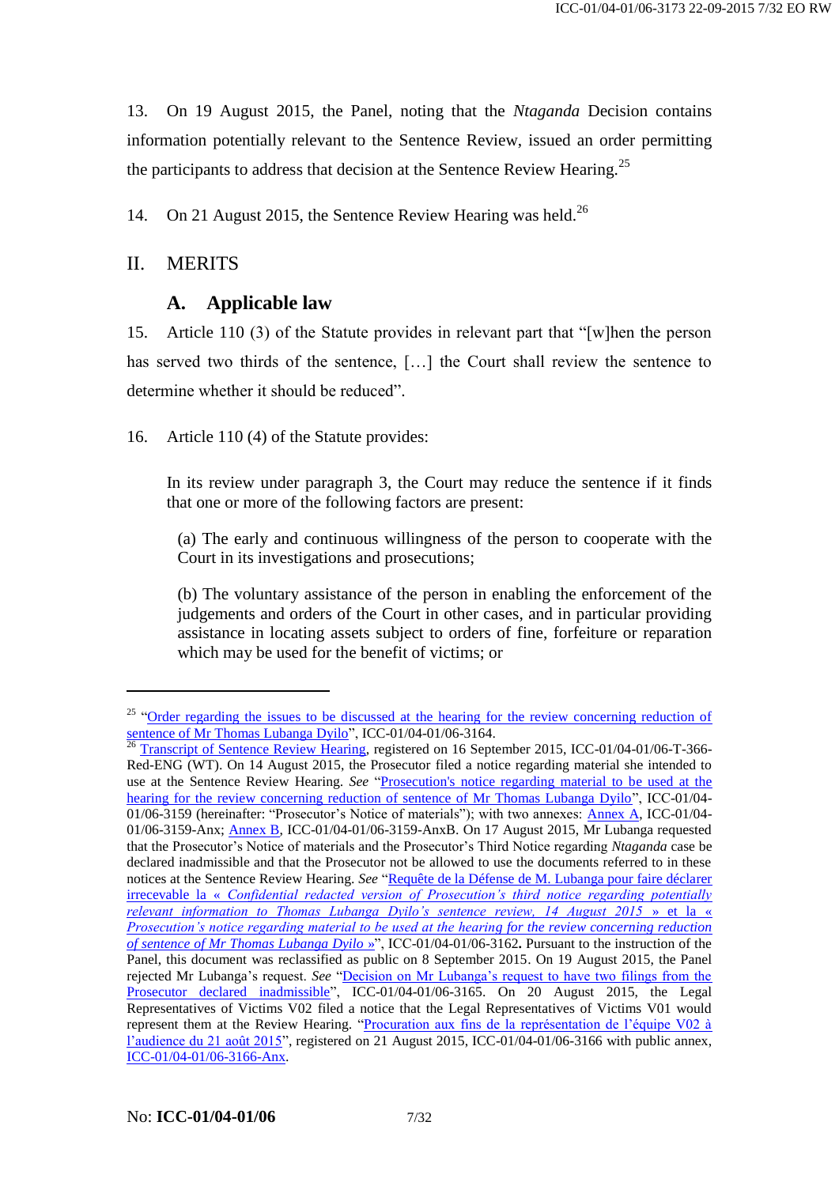13. On 19 August 2015, the Panel, noting that the *Ntaganda* Decision contains information potentially relevant to the Sentence Review, issued an order permitting the participants to address that decision at the Sentence Review Hearing.[25]

14. On 21 August 2015, the Sentence Review Hearing was held.[26]

## II. MERITS

### A. Applicable law

15. Article 110 (3) of the Statute provides in relevant part that "[w]hen the person has served two thirds of the sentence, […] the Court shall review the sentence to determine whether it should be reduced".

16. Article 110 (4) of the Statute provides:

> In its review under paragraph 3, the Court may reduce the sentence if it finds that one or more of the following factors are present:
>
> (a) The early and continuous willingness of the person to cooperate with the Court in its investigations and prosecutions;
>
> (b) The voluntary assistance of the person in enabling the enforcement of the judgements and orders of the Court in other cases, and in particular providing assistance in locating assets subject to orders of fine, forfeiture or reparation which may be used for the benefit of victims; or

---

[25] "Order regarding the issues to be discussed at the hearing for the review concerning reduction of sentence of Mr Thomas Lubanga Dyilo", ICC-01/04-01/06-3164.

[26] Transcript of Sentence Review Hearing, registered on 16 September 2015, ICC-01/04-01/06-T-366-Red-ENG (WT). On 14 August 2015, the Prosecutor filed a notice regarding material she intended to use at the Sentence Review Hearing. *See* "Prosecution's notice regarding material to be used at the hearing for the review concerning reduction of sentence of Mr Thomas Lubanga Dyilo", ICC-01/04-01/06-3159 (hereinafter: "Prosecutor's Notice of materials"); with two annexes: Annex A, ICC-01/04-01/06-3159-Anx; Annex B, ICC-01/04-01/06-3159-AnxB. On 17 August 2015, Mr Lubanga requested that the Prosecutor's Notice of materials and the Prosecutor's Third Notice regarding *Ntaganda* case be declared inadmissible and that the Prosecutor not be allowed to use the documents referred to in these notices at the Sentence Review Hearing. *See* "Requête de la Défense de M. Lubanga pour faire déclarer irrecevable la « *Confidential redacted version of Prosecution's third notice regarding potentially relevant information to Thomas Lubanga Dyilo's sentence review, 14 August 2015* » et la « *Prosecution's notice regarding material to be used at the hearing for the review concerning reduction of sentence of Mr Thomas Lubanga Dyilo* »", ICC-01/04-01/06-3162**.** Pursuant to the instruction of the Panel, this document was reclassified as public on 8 September 2015. On 19 August 2015, the Panel rejected Mr Lubanga's request. *See* "Decision on Mr Lubanga's request to have two filings from the Prosecutor declared inadmissible", ICC-01/04-01/06-3165. On 20 August 2015, the Legal Representatives of Victims V02 filed a notice that the Legal Representatives of Victims V01 would represent them at the Review Hearing. "Procuration aux fins de la représentation de l'équipe V02 à l'audience du 21 août 2015", registered on 21 August 2015, ICC-01/04-01/06-3166 with public annex, ICC-01/04-01/06-3166-Anx.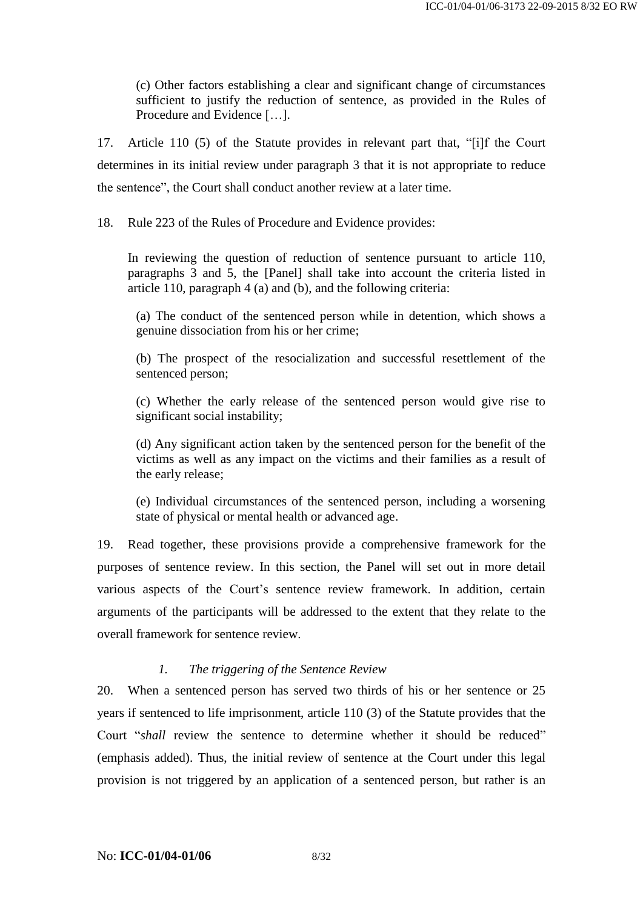> (c) Other factors establishing a clear and significant change of circumstances sufficient to justify the reduction of sentence, as provided in the Rules of Procedure and Evidence […].

17. Article 110 (5) of the Statute provides in relevant part that, "[i]f the Court determines in its initial review under paragraph 3 that it is not appropriate to reduce the sentence", the Court shall conduct another review at a later time.

18. Rule 223 of the Rules of Procedure and Evidence provides:

> In reviewing the question of reduction of sentence pursuant to article 110, paragraphs 3 and 5, the [Panel] shall take into account the criteria listed in article 110, paragraph 4 (a) and (b), and the following criteria:
>
> (a) The conduct of the sentenced person while in detention, which shows a genuine dissociation from his or her crime;
>
> (b) The prospect of the resocialization and successful resettlement of the sentenced person;
>
> (c) Whether the early release of the sentenced person would give rise to significant social instability;
>
> (d) Any significant action taken by the sentenced person for the benefit of the victims as well as any impact on the victims and their families as a result of the early release;
>
> (e) Individual circumstances of the sentenced person, including a worsening state of physical or mental health or advanced age.

19. Read together, these provisions provide a comprehensive framework for the purposes of sentence review. In this section, the Panel will set out in more detail various aspects of the Court's sentence review framework. In addition, certain arguments of the participants will be addressed to the extent that they relate to the overall framework for sentence review.

### *1. The triggering of the Sentence Review*

20. When a sentenced person has served two thirds of his or her sentence or 25 years if sentenced to life imprisonment, article 110 (3) of the Statute provides that the Court "*shall* review the sentence to determine whether it should be reduced" (emphasis added). Thus, the initial review of sentence at the Court under this legal provision is not triggered by an application of a sentenced person, but rather is an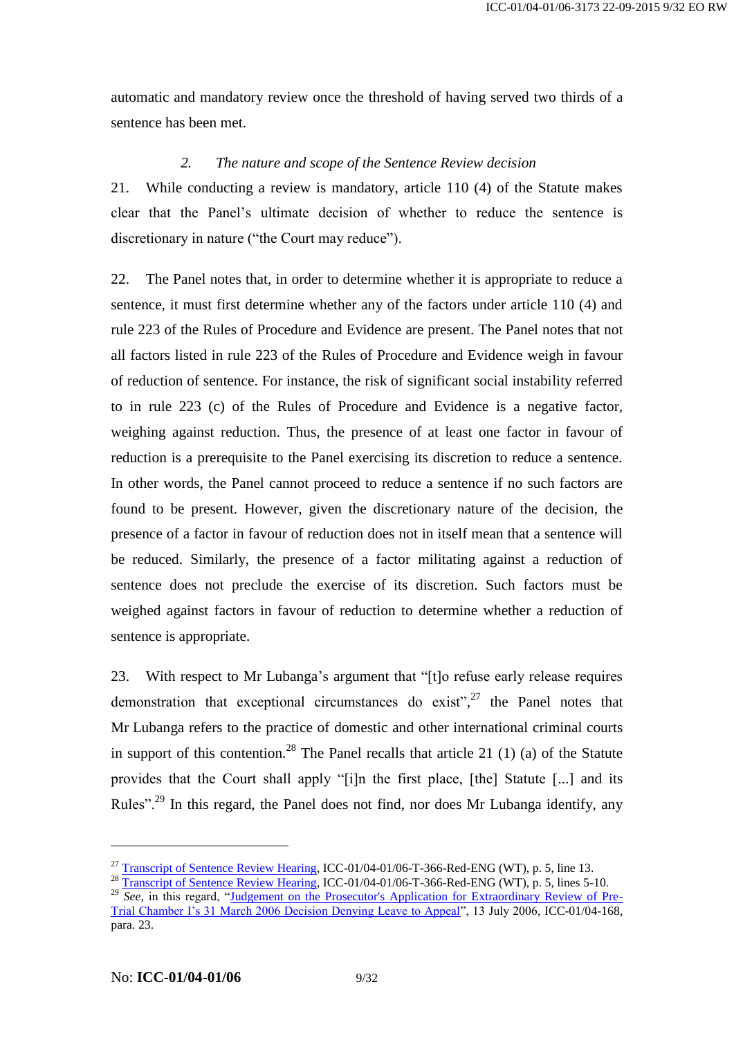automatic and mandatory review once the threshold of having served two thirds of a sentence has been met.

### 2. *The nature and scope of the Sentence Review decision*

21. While conducting a review is mandatory, article 110 (4) of the Statute makes clear that the Panel's ultimate decision of whether to reduce the sentence is discretionary in nature ("the Court may reduce").

22. The Panel notes that, in order to determine whether it is appropriate to reduce a sentence, it must first determine whether any of the factors under article 110 (4) and rule 223 of the Rules of Procedure and Evidence are present. The Panel notes that not all factors listed in rule 223 of the Rules of Procedure and Evidence weigh in favour of reduction of sentence. For instance, the risk of significant social instability referred to in rule 223 (c) of the Rules of Procedure and Evidence is a negative factor, weighing against reduction. Thus, the presence of at least one factor in favour of reduction is a prerequisite to the Panel exercising its discretion to reduce a sentence. In other words, the Panel cannot proceed to reduce a sentence if no such factors are found to be present. However, given the discretionary nature of the decision, the presence of a factor in favour of reduction does not in itself mean that a sentence will be reduced. Similarly, the presence of a factor militating against a reduction of sentence does not preclude the exercise of its discretion. Such factors must be weighed against factors in favour of reduction to determine whether a reduction of sentence is appropriate.

23. With respect to Mr Lubanga's argument that "[t]o refuse early release requires demonstration that exceptional circumstances do exist",[27] the Panel notes that Mr Lubanga refers to the practice of domestic and other international criminal courts in support of this contention.[28] The Panel recalls that article 21 (1) (a) of the Statute provides that the Court shall apply "[i]n the first place, [the] Statute [...] and its Rules".[29] In this regard, the Panel does not find, nor does Mr Lubanga identify, any

---

[27] Transcript of Sentence Review Hearing, ICC-01/04-01/06-T-366-Red-ENG (WT), p. 5, line 13.

[28] Transcript of Sentence Review Hearing, ICC-01/04-01/06-T-366-Red-ENG (WT), p. 5, lines 5-10.

[29] *See*, in this regard, "Judgement on the Prosecutor's Application for Extraordinary Review of Pre-Trial Chamber I's 31 March 2006 Decision Denying Leave to Appeal", 13 July 2006, ICC-01/04-168, para. 23.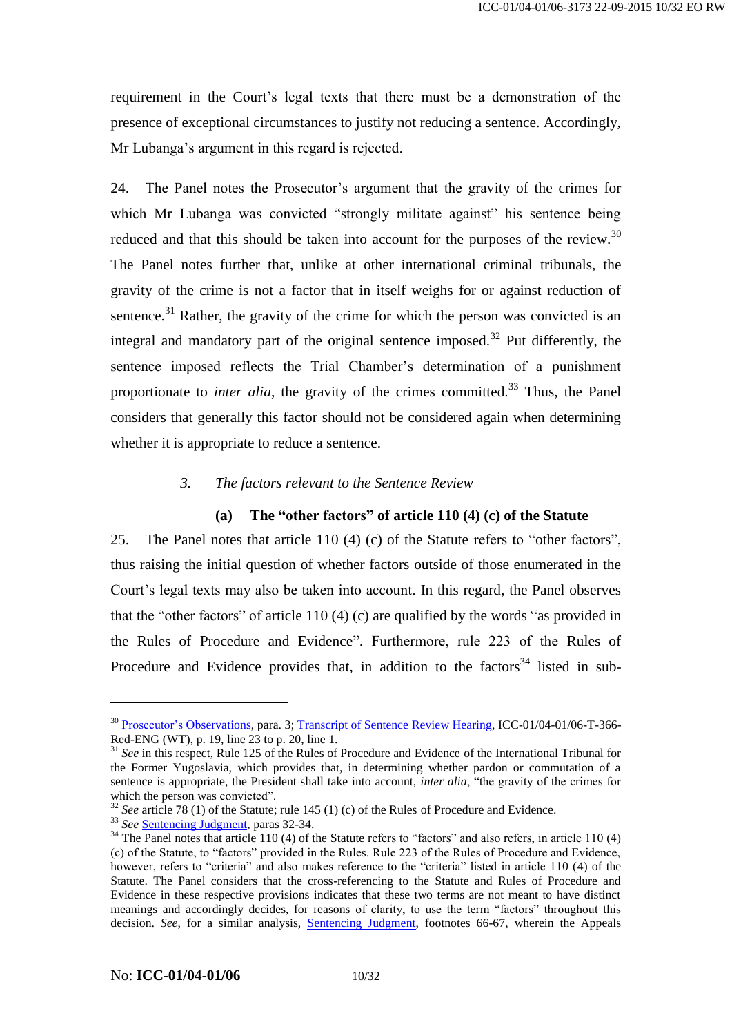requirement in the Court's legal texts that there must be a demonstration of the presence of exceptional circumstances to justify not reducing a sentence. Accordingly, Mr Lubanga's argument in this regard is rejected.

24. The Panel notes the Prosecutor's argument that the gravity of the crimes for which Mr Lubanga was convicted "strongly militate against" his sentence being reduced and that this should be taken into account for the purposes of the review.[30] The Panel notes further that, unlike at other international criminal tribunals, the gravity of the crime is not a factor that in itself weighs for or against reduction of sentence.[31] Rather, the gravity of the crime for which the person was convicted is an integral and mandatory part of the original sentence imposed.[32] Put differently, the sentence imposed reflects the Trial Chamber's determination of a punishment proportionate to *inter alia*, the gravity of the crimes committed.[33] Thus, the Panel considers that generally this factor should not be considered again when determining whether it is appropriate to reduce a sentence.

### 3. *The factors relevant to the Sentence Review*

#### (a) The "other factors" of article 110 (4) (c) of the Statute

25. The Panel notes that article 110 (4) (c) of the Statute refers to "other factors", thus raising the initial question of whether factors outside of those enumerated in the Court's legal texts may also be taken into account. In this regard, the Panel observes that the "other factors" of article 110 (4) (c) are qualified by the words "as provided in the Rules of Procedure and Evidence". Furthermore, rule 223 of the Rules of Procedure and Evidence provides that, in addition to the factors[34] listed in sub-

---

[30] Prosecutor's Observations, para. 3; Transcript of Sentence Review Hearing, ICC-01/04-01/06-T-366-Red-ENG (WT), p. 19, line 23 to p. 20, line 1.

[31] *See* in this respect, Rule 125 of the Rules of Procedure and Evidence of the International Tribunal for the Former Yugoslavia, which provides that, in determining whether pardon or commutation of a sentence is appropriate, the President shall take into account, *inter alia*, "the gravity of the crimes for which the person was convicted".

[32] *See* article 78 (1) of the Statute; rule 145 (1) (c) of the Rules of Procedure and Evidence.

[33] *See* Sentencing Judgment, paras 32-34.

[34] The Panel notes that article 110 (4) of the Statute refers to "factors" and also refers, in article 110 (4) (c) of the Statute, to "factors" provided in the Rules. Rule 223 of the Rules of Procedure and Evidence, however, refers to "criteria" and also makes reference to the "criteria" listed in article 110 (4) of the Statute. The Panel considers that the cross-referencing to the Statute and Rules of Procedure and Evidence in these respective provisions indicates that these two terms are not meant to have distinct meanings and accordingly decides, for reasons of clarity, to use the term "factors" throughout this decision. *See*, for a similar analysis, Sentencing Judgment, footnotes 66-67, wherein the Appeals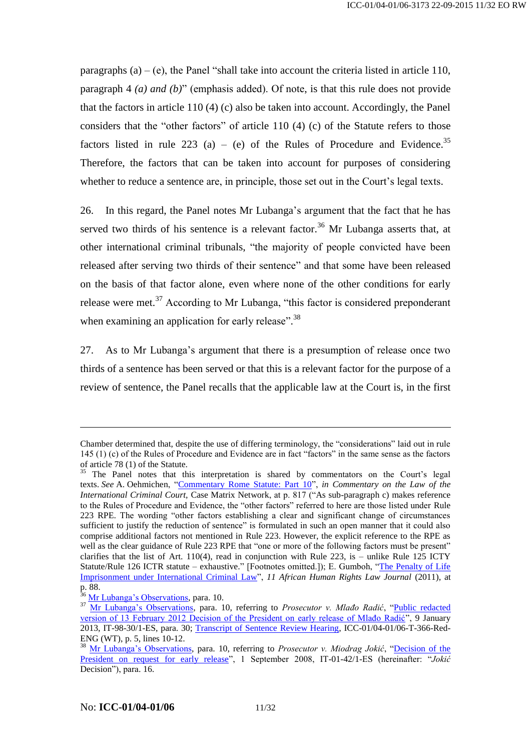paragraphs (a) – (e), the Panel "shall take into account the criteria listed in article 110, paragraph 4 *(a) and (b)*" (emphasis added). Of note, is that this rule does not provide that the factors in article 110 (4) (c) also be taken into account. Accordingly, the Panel considers that the "other factors" of article 110 (4) (c) of the Statute refers to those factors listed in rule 223 (a) – (e) of the Rules of Procedure and Evidence.[35] Therefore, the factors that can be taken into account for purposes of considering whether to reduce a sentence are, in principle, those set out in the Court's legal texts.

26. In this regard, the Panel notes Mr Lubanga's argument that the fact that he has served two thirds of his sentence is a relevant factor.[36] Mr Lubanga asserts that, at other international criminal tribunals, "the majority of people convicted have been released after serving two thirds of their sentence" and that some have been released on the basis of that factor alone, even where none of the other conditions for early release were met.[37] According to Mr Lubanga, "this factor is considered preponderant when examining an application for early release".[38]

27. As to Mr Lubanga's argument that there is a presumption of release once two thirds of a sentence has been served or that this is a relevant factor for the purpose of a review of sentence, the Panel recalls that the applicable law at the Court is, in the first

---

Chamber determined that, despite the use of differing terminology, the "considerations" laid out in rule 145 (1) (c) of the Rules of Procedure and Evidence are in fact "factors" in the same sense as the factors of article 78 (1) of the Statute.

[35] The Panel notes that this interpretation is shared by commentators on the Court's legal texts. *See* A. Oehmichen, "Commentary Rome Statute: Part 10", *in Commentary on the Law of the International Criminal Court*, Case Matrix Network, at p. 817 ("As sub-paragraph c) makes reference to the Rules of Procedure and Evidence, the "other factors" referred to here are those listed under Rule 223 RPE. The wording "other factors establishing a clear and significant change of circumstances sufficient to justify the reduction of sentence" is formulated in such an open manner that it could also comprise additional factors not mentioned in Rule 223. However, the explicit reference to the RPE as well as the clear guidance of Rule 223 RPE that "one or more of the following factors must be present" clarifies that the list of Art. 110(4), read in conjunction with Rule 223, is – unlike Rule 125 ICTY Statute/Rule 126 ICTR statute – exhaustive." [Footnotes omitted.]); E. Gumboh, "The Penalty of Life Imprisonment under International Criminal Law", *11 African Human Rights Law Journal* (2011), at p. 88.

[36] Mr Lubanga's Observations, para. 10.

[37] Mr Lubanga's Observations, para. 10, referring to *Prosecutor v. Mlađo Radić*, "Public redacted version of 13 February 2012 Decision of the President on early release of Mlađo Radić", 9 January 2013, IT-98-30/1-ES, para. 30; Transcript of Sentence Review Hearing, ICC-01/04-01/06-T-366-Red-ENG (WT), p. 5, lines 10-12.

[38] Mr Lubanga's Observations, para. 10, referring to *Prosecutor v. Miodrag Jokić*, "Decision of the President on request for early release", 1 September 2008, IT-01-42/1-ES (hereinafter: "*Jokić* Decision"), para. 16.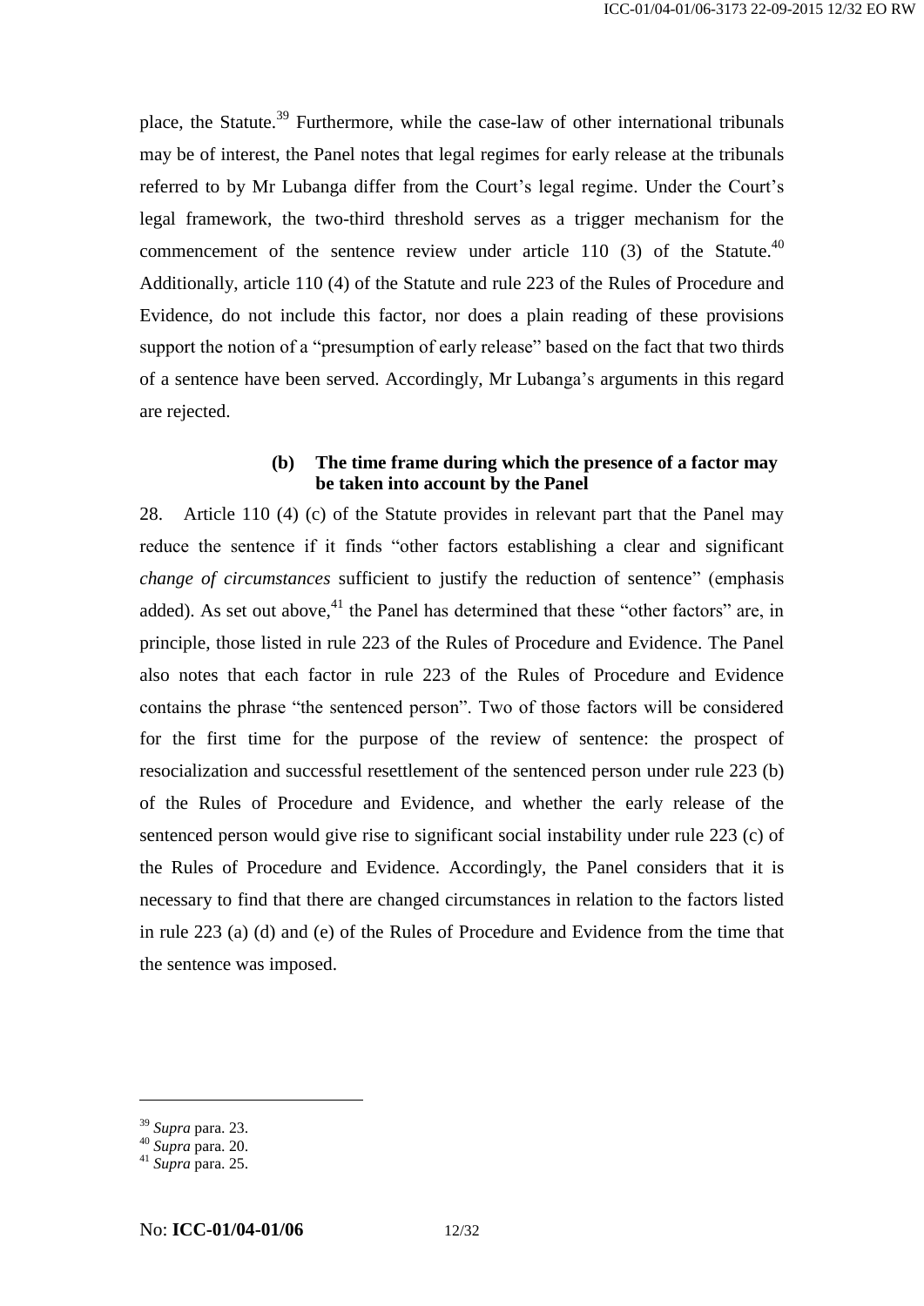place, the Statute.[39] Furthermore, while the case-law of other international tribunals may be of interest, the Panel notes that legal regimes for early release at the tribunals referred to by Mr Lubanga differ from the Court's legal regime. Under the Court's legal framework, the two-third threshold serves as a trigger mechanism for the commencement of the sentence review under article 110 (3) of the Statute.[40] Additionally, article 110 (4) of the Statute and rule 223 of the Rules of Procedure and Evidence, do not include this factor, nor does a plain reading of these provisions support the notion of a "presumption of early release" based on the fact that two thirds of a sentence have been served. Accordingly, Mr Lubanga's arguments in this regard are rejected.

#### (b) The time frame during which the presence of a factor may be taken into account by the Panel

28. Article 110 (4) (c) of the Statute provides in relevant part that the Panel may reduce the sentence if it finds "other factors establishing a clear and significant *change of circumstances* sufficient to justify the reduction of sentence" (emphasis added). As set out above,[41] the Panel has determined that these "other factors" are, in principle, those listed in rule 223 of the Rules of Procedure and Evidence. The Panel also notes that each factor in rule 223 of the Rules of Procedure and Evidence contains the phrase "the sentenced person". Two of those factors will be considered for the first time for the purpose of the review of sentence: the prospect of resocialization and successful resettlement of the sentenced person under rule 223 (b) of the Rules of Procedure and Evidence, and whether the early release of the sentenced person would give rise to significant social instability under rule 223 (c) of the Rules of Procedure and Evidence. Accordingly, the Panel considers that it is necessary to find that there are changed circumstances in relation to the factors listed in rule 223 (a) (d) and (e) of the Rules of Procedure and Evidence from the time that the sentence was imposed.

---

[39] *Supra* para. 23.
[40] *Supra* para. 20.
[41] *Supra* para. 25.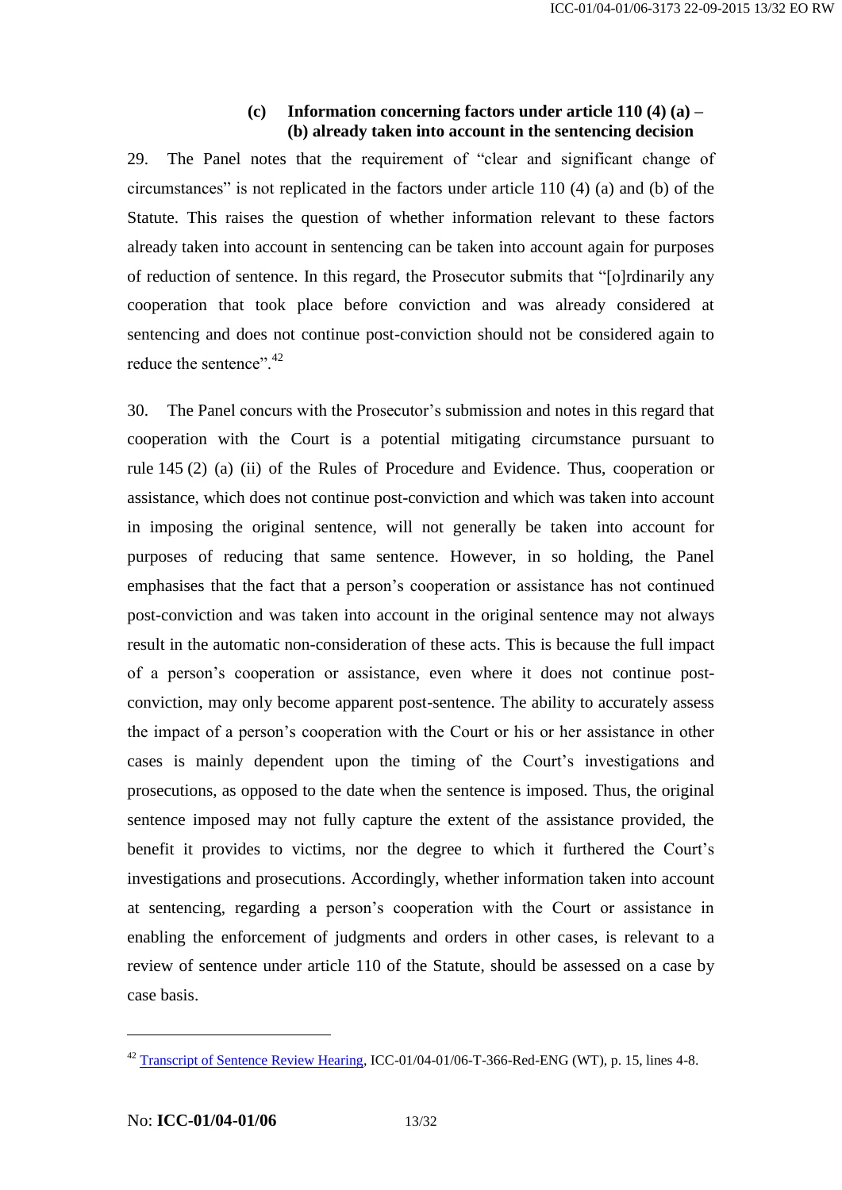### (c) Information concerning factors under article 110 (4) (a) – (b) already taken into account in the sentencing decision

29. The Panel notes that the requirement of "clear and significant change of circumstances" is not replicated in the factors under article 110 (4) (a) and (b) of the Statute. This raises the question of whether information relevant to these factors already taken into account in sentencing can be taken into account again for purposes of reduction of sentence. In this regard, the Prosecutor submits that "[o]rdinarily any cooperation that took place before conviction and was already considered at sentencing and does not continue post-conviction should not be considered again to reduce the sentence".[42]

30. The Panel concurs with the Prosecutor's submission and notes in this regard that cooperation with the Court is a potential mitigating circumstance pursuant to rule 145 (2) (a) (ii) of the Rules of Procedure and Evidence. Thus, cooperation or assistance, which does not continue post-conviction and which was taken into account in imposing the original sentence, will not generally be taken into account for purposes of reducing that same sentence. However, in so holding, the Panel emphasises that the fact that a person's cooperation or assistance has not continued post-conviction and was taken into account in the original sentence may not always result in the automatic non-consideration of these acts. This is because the full impact of a person's cooperation or assistance, even where it does not continue post-conviction, may only become apparent post-sentence. The ability to accurately assess the impact of a person's cooperation with the Court or his or her assistance in other cases is mainly dependent upon the timing of the Court's investigations and prosecutions, as opposed to the date when the sentence is imposed. Thus, the original sentence imposed may not fully capture the extent of the assistance provided, the benefit it provides to victims, nor the degree to which it furthered the Court's investigations and prosecutions. Accordingly, whether information taken into account at sentencing, regarding a person's cooperation with the Court or assistance in enabling the enforcement of judgments and orders in other cases, is relevant to a review of sentence under article 110 of the Statute, should be assessed on a case by case basis.

---

[42] Transcript of Sentence Review Hearing, ICC-01/04-01/06-T-366-Red-ENG (WT), p. 15, lines 4-8.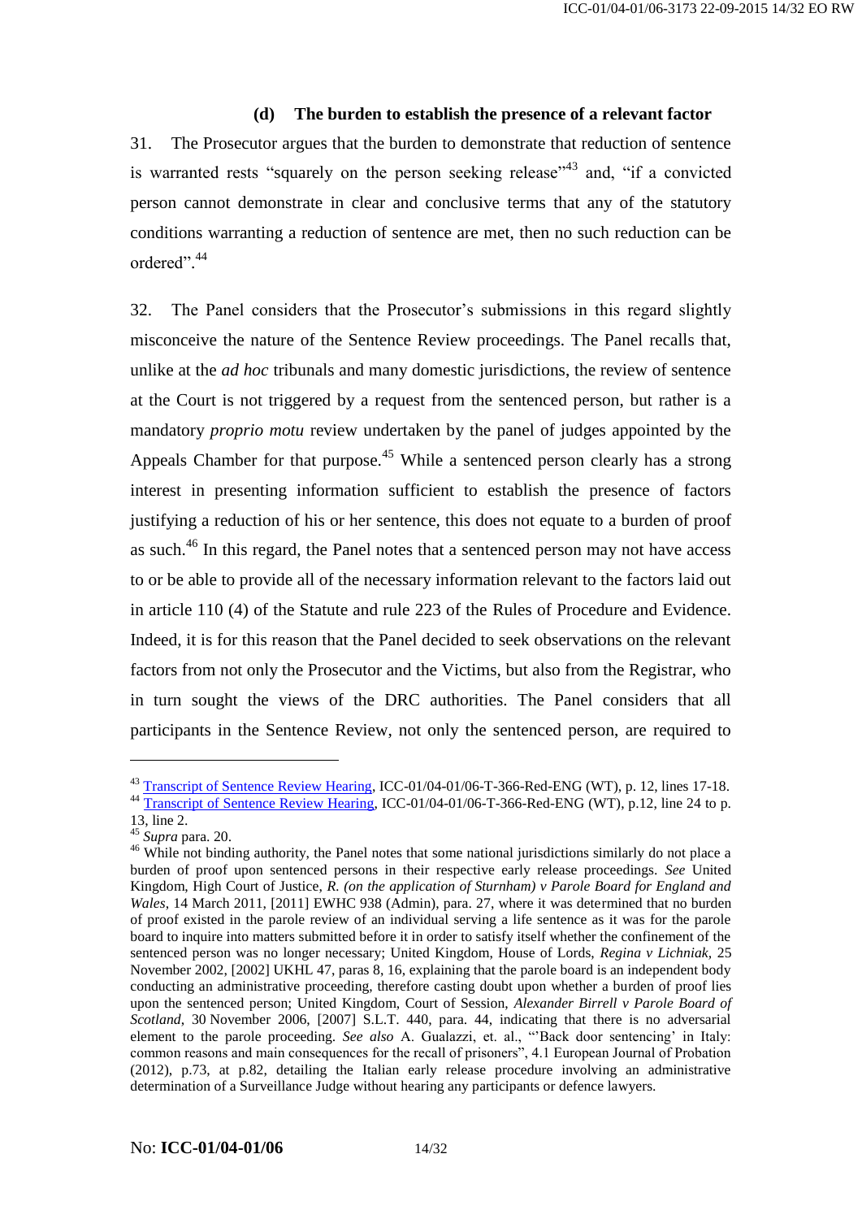### (d) The burden to establish the presence of a relevant factor

31. The Prosecutor argues that the burden to demonstrate that reduction of sentence is warranted rests "squarely on the person seeking release"[43] and, "if a convicted person cannot demonstrate in clear and conclusive terms that any of the statutory conditions warranting a reduction of sentence are met, then no such reduction can be ordered".[44]

32. The Panel considers that the Prosecutor's submissions in this regard slightly misconceive the nature of the Sentence Review proceedings. The Panel recalls that, unlike at the *ad hoc* tribunals and many domestic jurisdictions, the review of sentence at the Court is not triggered by a request from the sentenced person, but rather is a mandatory *proprio motu* review undertaken by the panel of judges appointed by the Appeals Chamber for that purpose.[45] While a sentenced person clearly has a strong interest in presenting information sufficient to establish the presence of factors justifying a reduction of his or her sentence, this does not equate to a burden of proof as such.[46] In this regard, the Panel notes that a sentenced person may not have access to or be able to provide all of the necessary information relevant to the factors laid out in article 110 (4) of the Statute and rule 223 of the Rules of Procedure and Evidence. Indeed, it is for this reason that the Panel decided to seek observations on the relevant factors from not only the Prosecutor and the Victims, but also from the Registrar, who in turn sought the views of the DRC authorities. The Panel considers that all participants in the Sentence Review, not only the sentenced person, are required to

---

[43] Transcript of Sentence Review Hearing, ICC-01/04-01/06-T-366-Red-ENG (WT), p. 12, lines 17-18.

[44] Transcript of Sentence Review Hearing, ICC-01/04-01/06-T-366-Red-ENG (WT), p.12, line 24 to p. 13, line 2.

[45] *Supra* para. 20.

[46] While not binding authority, the Panel notes that some national jurisdictions similarly do not place a burden of proof upon sentenced persons in their respective early release proceedings. *See* United Kingdom, High Court of Justice, *R. (on the application of Sturnham) v Parole Board for England and Wales*, 14 March 2011, [2011] EWHC 938 (Admin), para. 27, where it was determined that no burden of proof existed in the parole review of an individual serving a life sentence as it was for the parole board to inquire into matters submitted before it in order to satisfy itself whether the confinement of the sentenced person was no longer necessary; United Kingdom, House of Lords, *Regina v Lichniak*, 25 November 2002, [2002] UKHL 47, paras 8, 16, explaining that the parole board is an independent body conducting an administrative proceeding, therefore casting doubt upon whether a burden of proof lies upon the sentenced person; United Kingdom, Court of Session, *Alexander Birrell v Parole Board of Scotland*, 30 November 2006, [2007] S.L.T. 440, para. 44, indicating that there is no adversarial element to the parole proceeding. *See also* A. Gualazzi, et. al., "'Back door sentencing' in Italy: common reasons and main consequences for the recall of prisoners", 4.1 European Journal of Probation (2012), p.73, at p.82, detailing the Italian early release procedure involving an administrative determination of a Surveillance Judge without hearing any participants or defence lawyers.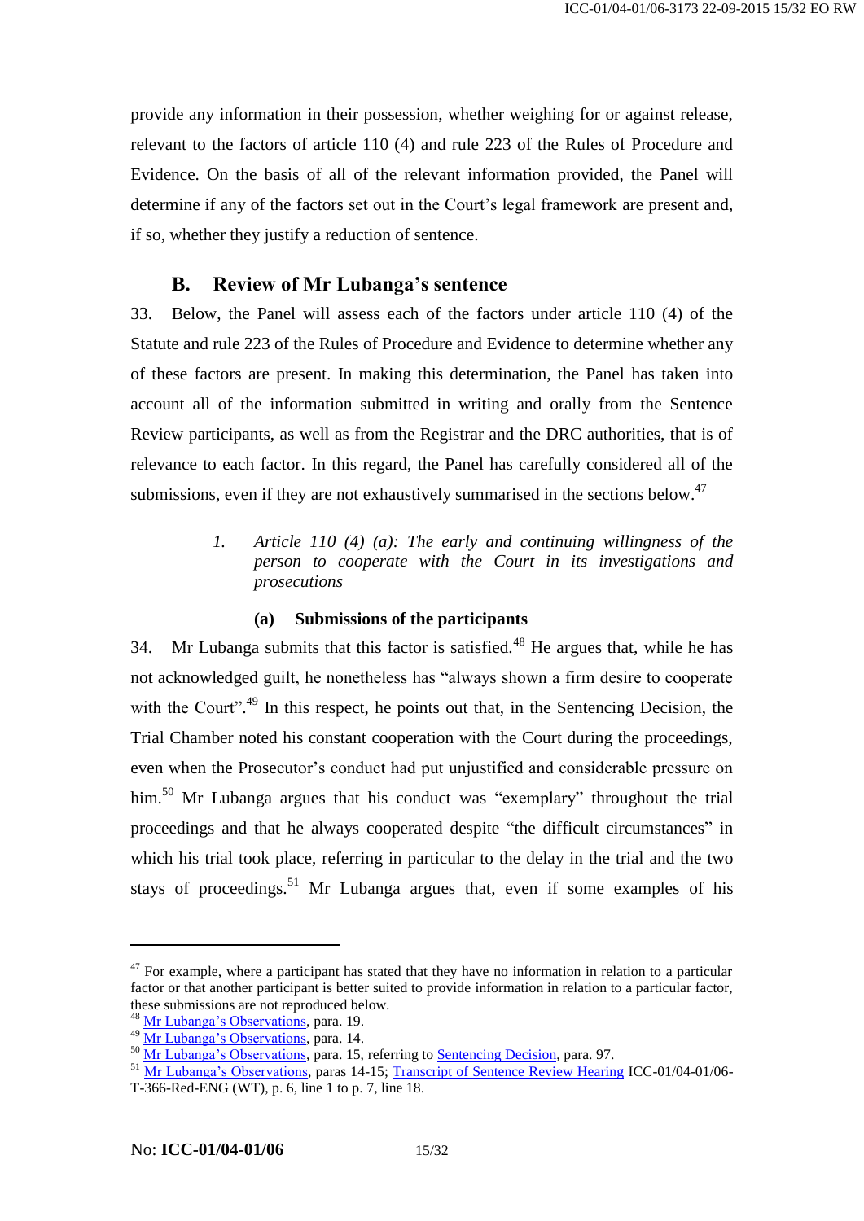provide any information in their possession, whether weighing for or against release, relevant to the factors of article 110 (4) and rule 223 of the Rules of Procedure and Evidence. On the basis of all of the relevant information provided, the Panel will determine if any of the factors set out in the Court's legal framework are present and, if so, whether they justify a reduction of sentence.

## B. Review of Mr Lubanga's sentence

33. Below, the Panel will assess each of the factors under article 110 (4) of the Statute and rule 223 of the Rules of Procedure and Evidence to determine whether any of these factors are present. In making this determination, the Panel has taken into account all of the information submitted in writing and orally from the Sentence Review participants, as well as from the Registrar and the DRC authorities, that is of relevance to each factor. In this regard, the Panel has carefully considered all of the submissions, even if they are not exhaustively summarised in the sections below.[47]

### *1. Article 110 (4) (a): The early and continuing willingness of the person to cooperate with the Court in its investigations and prosecutions*

#### (a) Submissions of the participants

34. Mr Lubanga submits that this factor is satisfied.[48] He argues that, while he has not acknowledged guilt, he nonetheless has "always shown a firm desire to cooperate with the Court".[49] In this respect, he points out that, in the Sentencing Decision, the Trial Chamber noted his constant cooperation with the Court during the proceedings, even when the Prosecutor's conduct had put unjustified and considerable pressure on him.[50] Mr Lubanga argues that his conduct was "exemplary" throughout the trial proceedings and that he always cooperated despite "the difficult circumstances" in which his trial took place, referring in particular to the delay in the trial and the two stays of proceedings.[51] Mr Lubanga argues that, even if some examples of his

---

[47] For example, where a participant has stated that they have no information in relation to a particular factor or that another participant is better suited to provide information in relation to a particular factor, these submissions are not reproduced below.

[48] Mr Lubanga's Observations, para. 19.

[49] Mr Lubanga's Observations, para. 14.

[50] Mr Lubanga's Observations, para. 15, referring to Sentencing Decision, para. 97.

[51] Mr Lubanga's Observations, paras 14-15; Transcript of Sentence Review Hearing ICC-01/04-01/06-T-366-Red-ENG (WT), p. 6, line 1 to p. 7, line 18.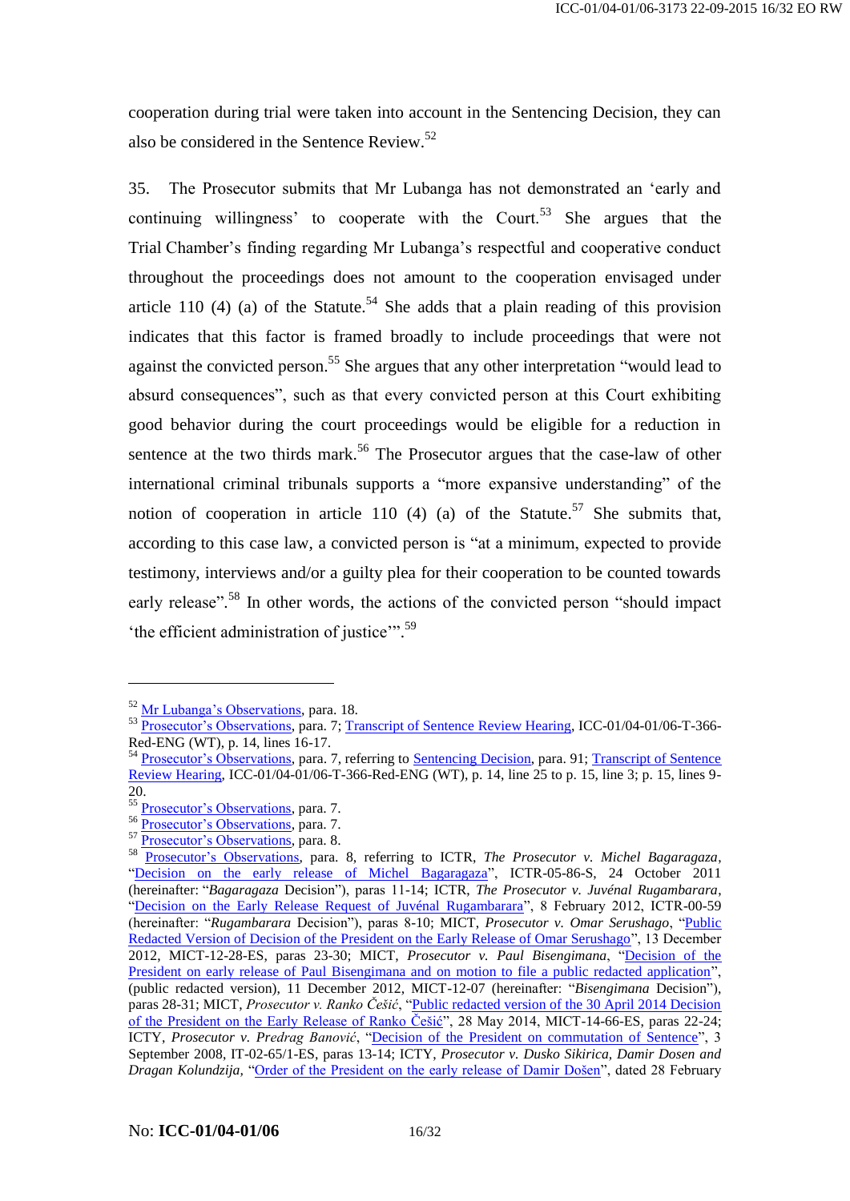cooperation during trial were taken into account in the Sentencing Decision, they can also be considered in the Sentence Review.[52]

35. The Prosecutor submits that Mr Lubanga has not demonstrated an 'early and continuing willingness' to cooperate with the Court.[53] She argues that the Trial Chamber's finding regarding Mr Lubanga's respectful and cooperative conduct throughout the proceedings does not amount to the cooperation envisaged under article 110 (4) (a) of the Statute.[54] She adds that a plain reading of this provision indicates that this factor is framed broadly to include proceedings that were not against the convicted person.[55] She argues that any other interpretation "would lead to absurd consequences", such as that every convicted person at this Court exhibiting good behavior during the court proceedings would be eligible for a reduction in sentence at the two thirds mark.[56] The Prosecutor argues that the case-law of other international criminal tribunals supports a "more expansive understanding" of the notion of cooperation in article 110 (4) (a) of the Statute.[57] She submits that, according to this case law, a convicted person is "at a minimum, expected to provide testimony, interviews and/or a guilty plea for their cooperation to be counted towards early release".[58] In other words, the actions of the convicted person "should impact 'the efficient administration of justice'".[59]

---

[52] Mr Lubanga's Observations, para. 18.

[53] Prosecutor's Observations, para. 7; Transcript of Sentence Review Hearing, ICC-01/04-01/06-T-366-Red-ENG (WT), p. 14, lines 16-17.

[54] Prosecutor's Observations, para. 7, referring to Sentencing Decision, para. 91; Transcript of Sentence Review Hearing, ICC-01/04-01/06-T-366-Red-ENG (WT), p. 14, line 25 to p. 15, line 3; p. 15, lines 9-20.

[55] Prosecutor's Observations, para. 7.

[56] Prosecutor's Observations, para. 7.

[57] Prosecutor's Observations, para. 8.

[58] Prosecutor's Observations, para. 8, referring to ICTR, *The Prosecutor v. Michel Bagaragaza*, "Decision on the early release of Michel Bagaragaza", ICTR-05-86-S, 24 October 2011 (hereinafter: "*Bagaragaza* Decision"), paras 11-14; ICTR, *The Prosecutor v. Juvénal Rugambarara*, "Decision on the Early Release Request of Juvénal Rugambarara", 8 February 2012, ICTR-00-59 (hereinafter: "*Rugambarara* Decision"), paras 8-10; MICT, *Prosecutor v. Omar Serushago*, "Public Redacted Version of Decision of the President on the Early Release of Omar Serushago", 13 December 2012, MICT-12-28-ES, paras 23-30; MICT, *Prosecutor v. Paul Bisengimana*, "Decision of the President on early release of Paul Bisengimana and on motion to file a public redacted application", (public redacted version), 11 December 2012, MICT-12-07 (hereinafter: "*Bisengimana* Decision"), paras 28-31; MICT, *Prosecutor v. Ranko Češić*, "Public redacted version of the 30 April 2014 Decision of the President on the Early Release of Ranko Češić", 28 May 2014, MICT-14-66-ES, paras 22-24; ICTY, *Prosecutor v. Predrag Banović*, "Decision of the President on commutation of Sentence", 3 September 2008, IT-02-65/1-ES, paras 13-14; ICTY, *Prosecutor v. Dusko Sikirica, Damir Dosen and Dragan Kolundzija*, "Order of the President on the early release of Damir Došen", dated 28 February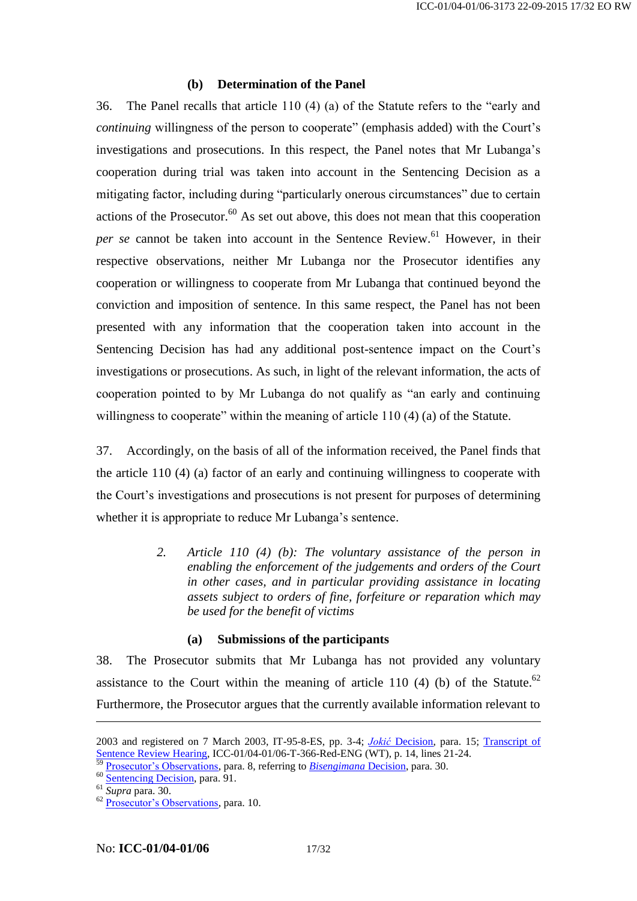#### (b) Determination of the Panel

36. The Panel recalls that article 110 (4) (a) of the Statute refers to the "early and *continuing* willingness of the person to cooperate" (emphasis added) with the Court's investigations and prosecutions. In this respect, the Panel notes that Mr Lubanga's cooperation during trial was taken into account in the Sentencing Decision as a mitigating factor, including during "particularly onerous circumstances" due to certain actions of the Prosecutor.[60] As set out above, this does not mean that this cooperation *per se* cannot be taken into account in the Sentence Review.[61] However, in their respective observations, neither Mr Lubanga nor the Prosecutor identifies any cooperation or willingness to cooperate from Mr Lubanga that continued beyond the conviction and imposition of sentence. In this same respect, the Panel has not been presented with any information that the cooperation taken into account in the Sentencing Decision has had any additional post-sentence impact on the Court's investigations or prosecutions. As such, in light of the relevant information, the acts of cooperation pointed to by Mr Lubanga do not qualify as "an early and continuing willingness to cooperate" within the meaning of article 110 (4) (a) of the Statute.

37. Accordingly, on the basis of all of the information received, the Panel finds that the article 110 (4) (a) factor of an early and continuing willingness to cooperate with the Court's investigations and prosecutions is not present for purposes of determining whether it is appropriate to reduce Mr Lubanga's sentence.

### *2. Article 110 (4) (b): The voluntary assistance of the person in enabling the enforcement of the judgements and orders of the Court in other cases, and in particular providing assistance in locating assets subject to orders of fine, forfeiture or reparation which may be used for the benefit of victims*

#### (a) Submissions of the participants

38. The Prosecutor submits that Mr Lubanga has not provided any voluntary assistance to the Court within the meaning of article 110 (4) (b) of the Statute.[62] Furthermore, the Prosecutor argues that the currently available information relevant to

---

2003 and registered on 7 March 2003, IT-95-8-ES, pp. 3-4; *Jokić* Decision, para. 15; Transcript of Sentence Review Hearing, ICC-01/04-01/06-T-366-Red-ENG (WT), p. 14, lines 21-24.

[59] Prosecutor's Observations, para. 8, referring to *Bisengimana* Decision, para. 30.

[60] Sentencing Decision, para. 91.

[61] *Supra* para. 30.

[62] Prosecutor's Observations, para. 10.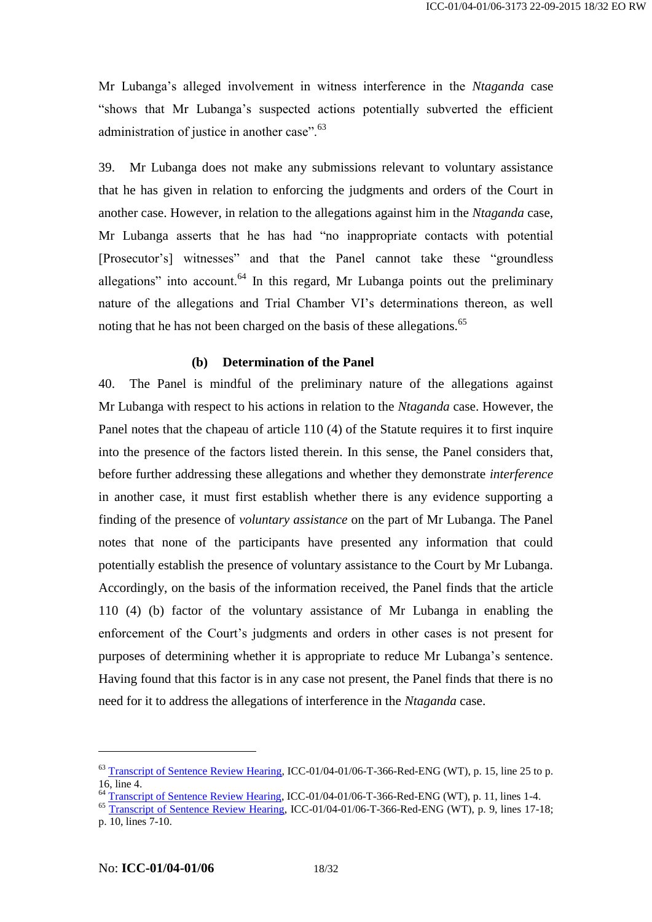Mr Lubanga's alleged involvement in witness interference in the *Ntaganda* case "shows that Mr Lubanga's suspected actions potentially subverted the efficient administration of justice in another case".[63]

39. Mr Lubanga does not make any submissions relevant to voluntary assistance that he has given in relation to enforcing the judgments and orders of the Court in another case. However, in relation to the allegations against him in the *Ntaganda* case, Mr Lubanga asserts that he has had "no inappropriate contacts with potential [Prosecutor's] witnesses" and that the Panel cannot take these "groundless allegations" into account.[64] In this regard, Mr Lubanga points out the preliminary nature of the allegations and Trial Chamber VI's determinations thereon, as well noting that he has not been charged on the basis of these allegations.[65]

#### (b) Determination of the Panel

40. The Panel is mindful of the preliminary nature of the allegations against Mr Lubanga with respect to his actions in relation to the *Ntaganda* case. However, the Panel notes that the chapeau of article 110 (4) of the Statute requires it to first inquire into the presence of the factors listed therein. In this sense, the Panel considers that, before further addressing these allegations and whether they demonstrate *interference* in another case, it must first establish whether there is any evidence supporting a finding of the presence of *voluntary assistance* on the part of Mr Lubanga. The Panel notes that none of the participants have presented any information that could potentially establish the presence of voluntary assistance to the Court by Mr Lubanga. Accordingly, on the basis of the information received, the Panel finds that the article 110 (4) (b) factor of the voluntary assistance of Mr Lubanga in enabling the enforcement of the Court's judgments and orders in other cases is not present for purposes of determining whether it is appropriate to reduce Mr Lubanga's sentence. Having found that this factor is in any case not present, the Panel finds that there is no need for it to address the allegations of interference in the *Ntaganda* case.

---

[63] Transcript of Sentence Review Hearing, ICC-01/04-01/06-T-366-Red-ENG (WT), p. 15, line 25 to p. 16, line 4.

[64] Transcript of Sentence Review Hearing, ICC-01/04-01/06-T-366-Red-ENG (WT), p. 11, lines 1-4.

[65] Transcript of Sentence Review Hearing, ICC-01/04-01/06-T-366-Red-ENG (WT), p. 9, lines 17-18; p. 10, lines 7-10.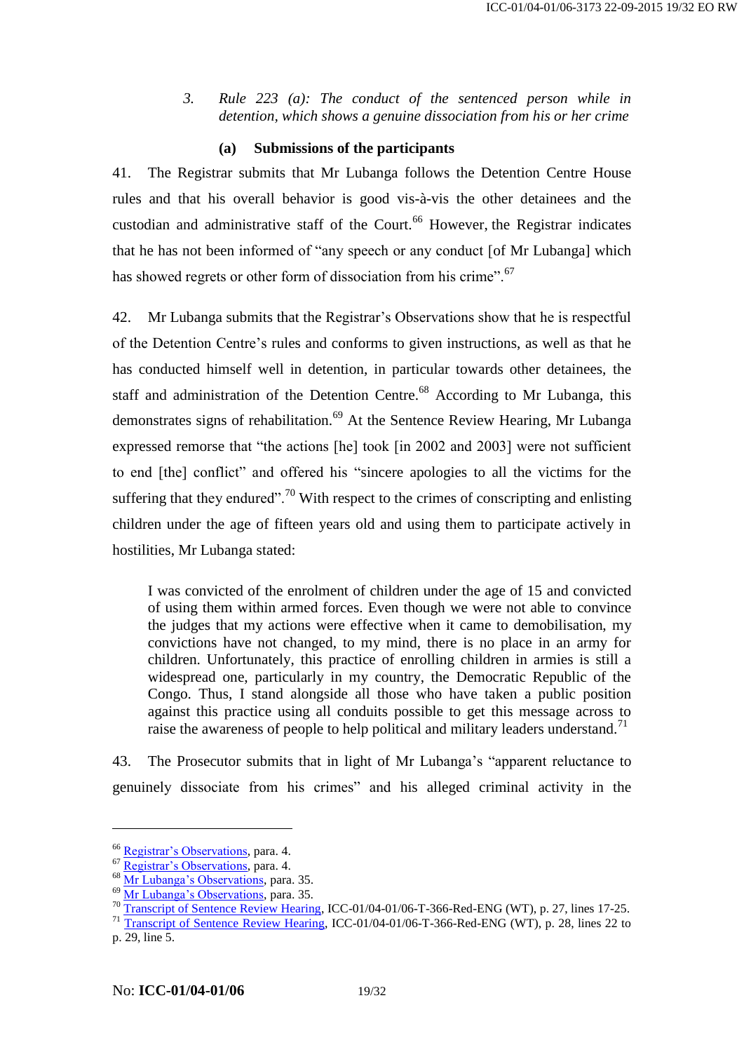### 3. *Rule 223 (a): The conduct of the sentenced person while in detention, which shows a genuine dissociation from his or her crime*

#### (a) Submissions of the participants

41. The Registrar submits that Mr Lubanga follows the Detention Centre House rules and that his overall behavior is good vis-à-vis the other detainees and the custodian and administrative staff of the Court.[66] However, the Registrar indicates that he has not been informed of "any speech or any conduct [of Mr Lubanga] which has showed regrets or other form of dissociation from his crime".[67]

42. Mr Lubanga submits that the Registrar's Observations show that he is respectful of the Detention Centre's rules and conforms to given instructions, as well as that he has conducted himself well in detention, in particular towards other detainees, the staff and administration of the Detention Centre.[68] According to Mr Lubanga, this demonstrates signs of rehabilitation.[69] At the Sentence Review Hearing, Mr Lubanga expressed remorse that "the actions [he] took [in 2002 and 2003] were not sufficient to end [the] conflict" and offered his "sincere apologies to all the victims for the suffering that they endured".[70] With respect to the crimes of conscripting and enlisting children under the age of fifteen years old and using them to participate actively in hostilities, Mr Lubanga stated:

> I was convicted of the enrolment of children under the age of 15 and convicted of using them within armed forces. Even though we were not able to convince the judges that my actions were effective when it came to demobilisation, my convictions have not changed, to my mind, there is no place in an army for children. Unfortunately, this practice of enrolling children in armies is still a widespread one, particularly in my country, the Democratic Republic of the Congo. Thus, I stand alongside all those who have taken a public position against this practice using all conduits possible to get this message across to raise the awareness of people to help political and military leaders understand.[71]

43. The Prosecutor submits that in light of Mr Lubanga's "apparent reluctance to genuinely dissociate from his crimes" and his alleged criminal activity in the

---

[66] Registrar's Observations, para. 4.
[67] Registrar's Observations, para. 4.
[68] Mr Lubanga's Observations, para. 35.
[69] Mr Lubanga's Observations, para. 35.
[70] Transcript of Sentence Review Hearing, ICC-01/04-01/06-T-366-Red-ENG (WT), p. 27, lines 17-25.
[71] Transcript of Sentence Review Hearing, ICC-01/04-01/06-T-366-Red-ENG (WT), p. 28, lines 22 to p. 29, line 5.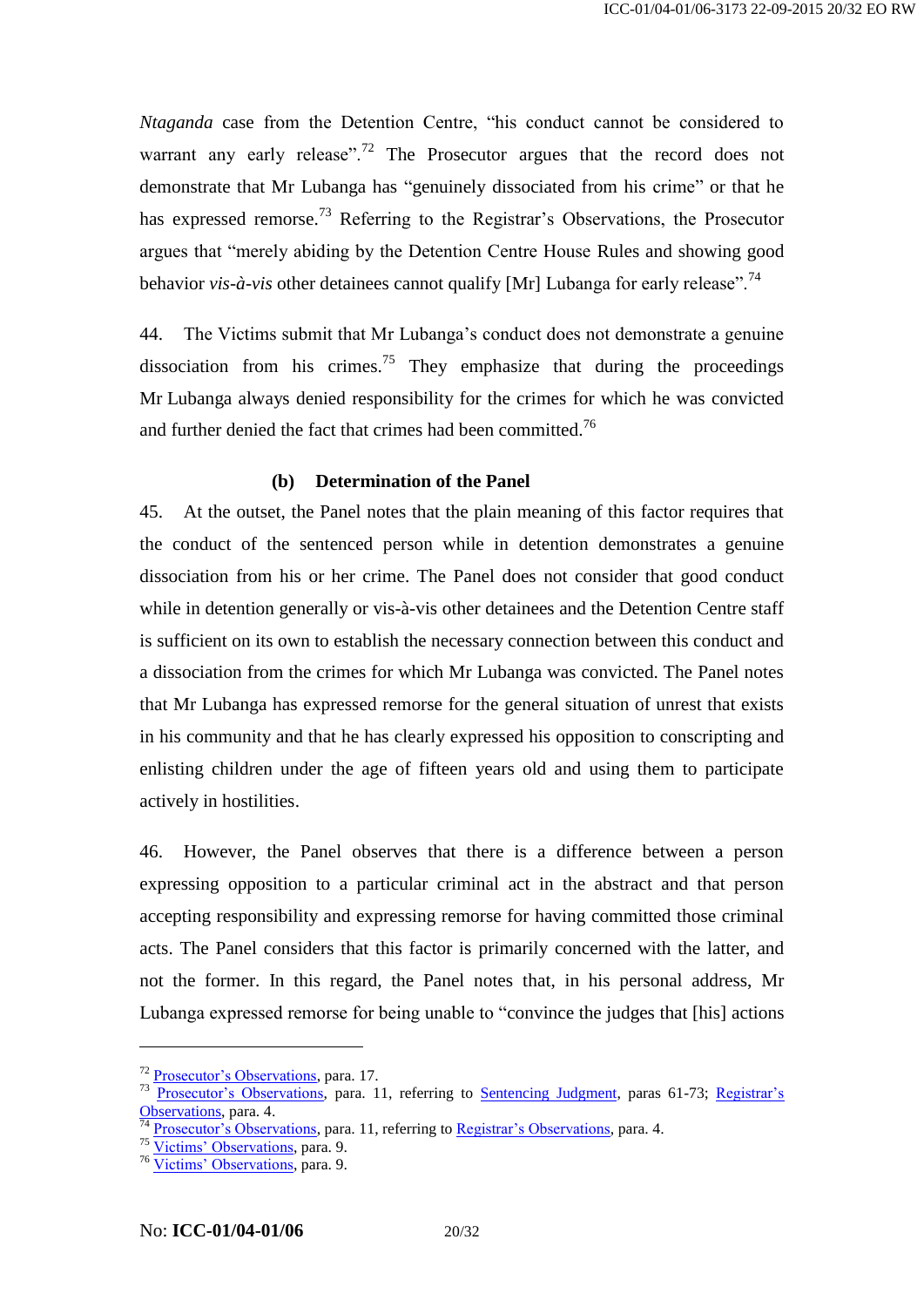*Ntaganda* case from the Detention Centre, "his conduct cannot be considered to warrant any early release".[72] The Prosecutor argues that the record does not demonstrate that Mr Lubanga has "genuinely dissociated from his crime" or that he has expressed remorse.[73] Referring to the Registrar's Observations, the Prosecutor argues that "merely abiding by the Detention Centre House Rules and showing good behavior *vis-à-vis* other detainees cannot qualify [Mr] Lubanga for early release".[74]

44. The Victims submit that Mr Lubanga's conduct does not demonstrate a genuine dissociation from his crimes.[75] They emphasize that during the proceedings Mr Lubanga always denied responsibility for the crimes for which he was convicted and further denied the fact that crimes had been committed.[76]

#### (b) Determination of the Panel

45. At the outset, the Panel notes that the plain meaning of this factor requires that the conduct of the sentenced person while in detention demonstrates a genuine dissociation from his or her crime. The Panel does not consider that good conduct while in detention generally or vis-à-vis other detainees and the Detention Centre staff is sufficient on its own to establish the necessary connection between this conduct and a dissociation from the crimes for which Mr Lubanga was convicted. The Panel notes that Mr Lubanga has expressed remorse for the general situation of unrest that exists in his community and that he has clearly expressed his opposition to conscripting and enlisting children under the age of fifteen years old and using them to participate actively in hostilities.

46. However, the Panel observes that there is a difference between a person expressing opposition to a particular criminal act in the abstract and that person accepting responsibility and expressing remorse for having committed those criminal acts. The Panel considers that this factor is primarily concerned with the latter, and not the former. In this regard, the Panel notes that, in his personal address, Mr Lubanga expressed remorse for being unable to "convince the judges that [his] actions

---

[72] Prosecutor's Observations, para. 17.

[73] Prosecutor's Observations, para. 11, referring to Sentencing Judgment, paras 61-73; Registrar's Observations, para. 4.

[74] Prosecutor's Observations, para. 11, referring to Registrar's Observations, para. 4.

[75] Victims' Observations, para. 9.

[76] Victims' Observations, para. 9.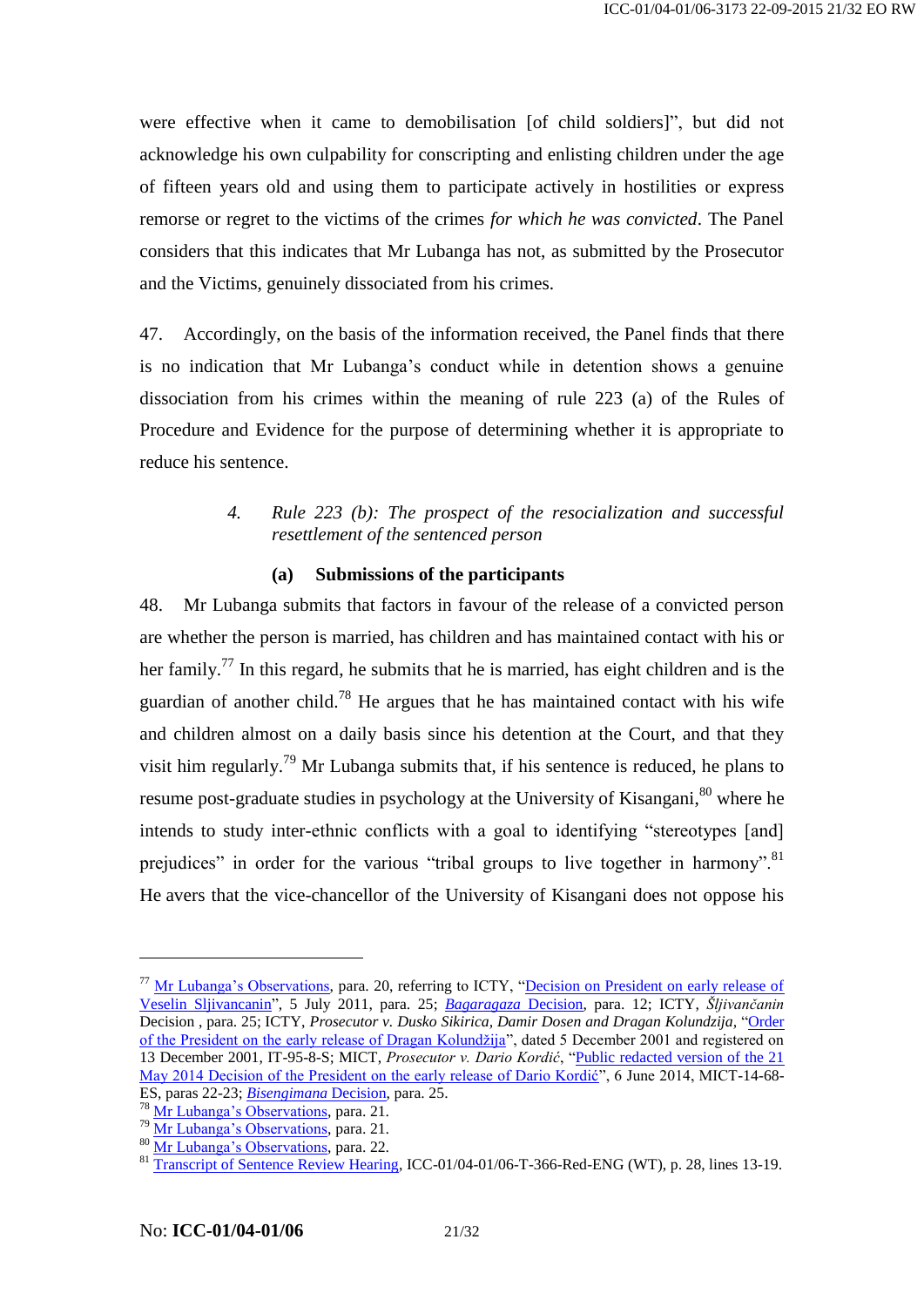were effective when it came to demobilisation [of child soldiers]", but did not acknowledge his own culpability for conscripting and enlisting children under the age of fifteen years old and using them to participate actively in hostilities or express remorse or regret to the victims of the crimes *for which he was convicted*. The Panel considers that this indicates that Mr Lubanga has not, as submitted by the Prosecutor and the Victims, genuinely dissociated from his crimes.

47. Accordingly, on the basis of the information received, the Panel finds that there is no indication that Mr Lubanga's conduct while in detention shows a genuine dissociation from his crimes within the meaning of rule 223 (a) of the Rules of Procedure and Evidence for the purpose of determining whether it is appropriate to reduce his sentence.

### 4. *Rule 223 (b): The prospect of the resocialization and successful resettlement of the sentenced person*

#### (a) Submissions of the participants

48. Mr Lubanga submits that factors in favour of the release of a convicted person are whether the person is married, has children and has maintained contact with his or her family.[77] In this regard, he submits that he is married, has eight children and is the guardian of another child.[78] He argues that he has maintained contact with his wife and children almost on a daily basis since his detention at the Court, and that they visit him regularly.[79] Mr Lubanga submits that, if his sentence is reduced, he plans to resume post-graduate studies in psychology at the University of Kisangani,[80] where he intends to study inter-ethnic conflicts with a goal to identifying "stereotypes [and] prejudices" in order for the various "tribal groups to live together in harmony".[81] He avers that the vice-chancellor of the University of Kisangani does not oppose his

---

[77] Mr Lubanga's Observations, para. 20, referring to ICTY, "Decision on President on early release of Veselin Sljivancanin", 5 July 2011, para. 25; *Bagaragaza* Decision, para. 12; ICTY, *Šljivančanin* Decision , para. 25; ICTY, *Prosecutor v. Dusko Sikirica, Damir Dosen and Dragan Kolundzija*, "Order of the President on the early release of Dragan Kolundžija", dated 5 December 2001 and registered on 13 December 2001, IT-95-8-S; MICT, *Prosecutor v. Dario Kordić*, "Public redacted version of the 21 May 2014 Decision of the President on the early release of Dario Kordić", 6 June 2014, MICT-14-68-ES, paras 22-23; *Bisengimana* Decision, para. 25.

[78] Mr Lubanga's Observations, para. 21.

[79] Mr Lubanga's Observations, para. 21.

[80] Mr Lubanga's Observations, para. 22.

[81] Transcript of Sentence Review Hearing, ICC-01/04-01/06-T-366-Red-ENG (WT), p. 28, lines 13-19.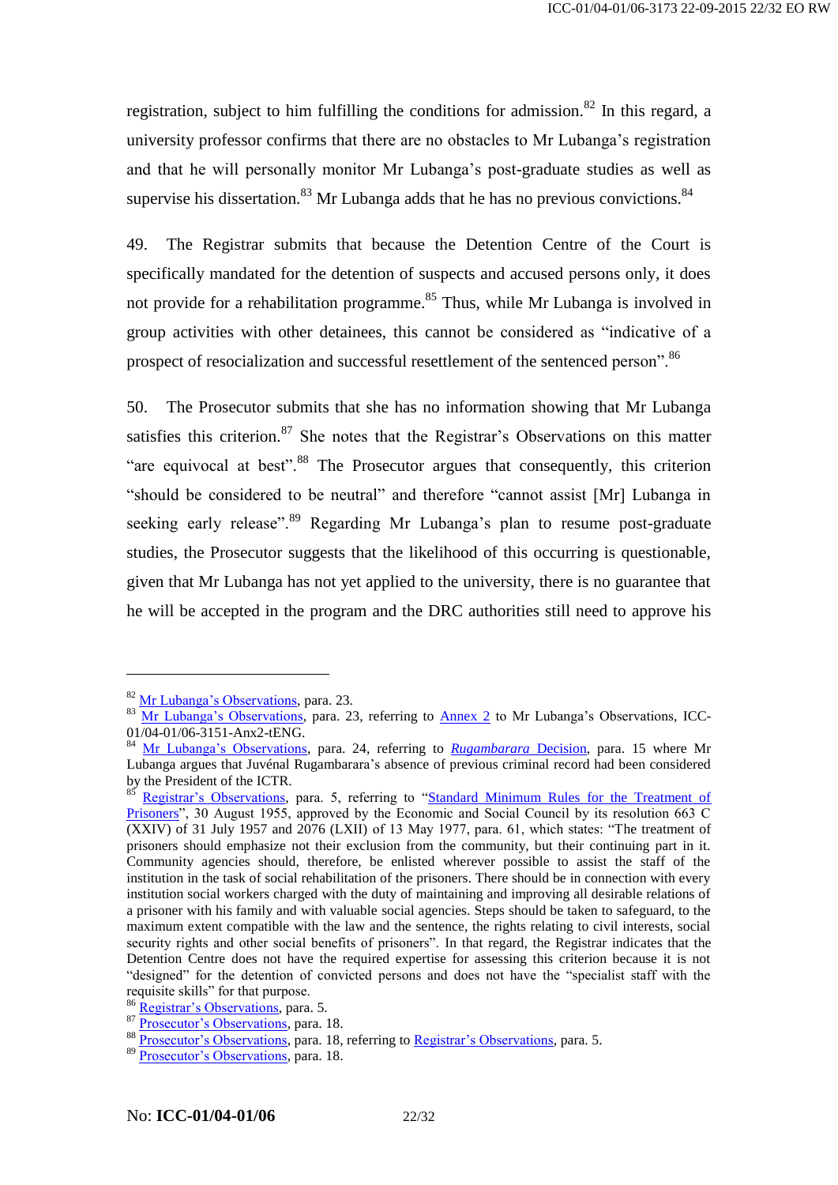registration, subject to him fulfilling the conditions for admission.[82] In this regard, a university professor confirms that there are no obstacles to Mr Lubanga's registration and that he will personally monitor Mr Lubanga's post-graduate studies as well as supervise his dissertation.[83] Mr Lubanga adds that he has no previous convictions.[84]

49. The Registrar submits that because the Detention Centre of the Court is specifically mandated for the detention of suspects and accused persons only, it does not provide for a rehabilitation programme.[85] Thus, while Mr Lubanga is involved in group activities with other detainees, this cannot be considered as "indicative of a prospect of resocialization and successful resettlement of the sentenced person".[86]

50. The Prosecutor submits that she has no information showing that Mr Lubanga satisfies this criterion.[87] She notes that the Registrar's Observations on this matter "are equivocal at best".[88] The Prosecutor argues that consequently, this criterion "should be considered to be neutral" and therefore "cannot assist [Mr] Lubanga in seeking early release".[89] Regarding Mr Lubanga's plan to resume post-graduate studies, the Prosecutor suggests that the likelihood of this occurring is questionable, given that Mr Lubanga has not yet applied to the university, there is no guarantee that he will be accepted in the program and the DRC authorities still need to approve his

---

[82] Mr Lubanga's Observations, para. 23.

[83] Mr Lubanga's Observations, para. 23, referring to Annex 2 to Mr Lubanga's Observations, ICC-01/04-01/06-3151-Anx2-tENG.

[84] Mr Lubanga's Observations, para. 24, referring to *Rugambarara* Decision, para. 15 where Mr Lubanga argues that Juvénal Rugambarara's absence of previous criminal record had been considered by the President of the ICTR.

[85] Registrar's Observations, para. 5, referring to "Standard Minimum Rules for the Treatment of Prisoners", 30 August 1955, approved by the Economic and Social Council by its resolution 663 C (XXIV) of 31 July 1957 and 2076 (LXII) of 13 May 1977, para. 61, which states: "The treatment of prisoners should emphasize not their exclusion from the community, but their continuing part in it. Community agencies should, therefore, be enlisted wherever possible to assist the staff of the institution in the task of social rehabilitation of the prisoners. There should be in connection with every institution social workers charged with the duty of maintaining and improving all desirable relations of a prisoner with his family and with valuable social agencies. Steps should be taken to safeguard, to the maximum extent compatible with the law and the sentence, the rights relating to civil interests, social security rights and other social benefits of prisoners". In that regard, the Registrar indicates that the Detention Centre does not have the required expertise for assessing this criterion because it is not "designed" for the detention of convicted persons and does not have the "specialist staff with the requisite skills" for that purpose.

[86] Registrar's Observations, para. 5.

[87] Prosecutor's Observations, para. 18.

[88] Prosecutor's Observations, para. 18, referring to Registrar's Observations, para. 5.

[89] Prosecutor's Observations, para. 18.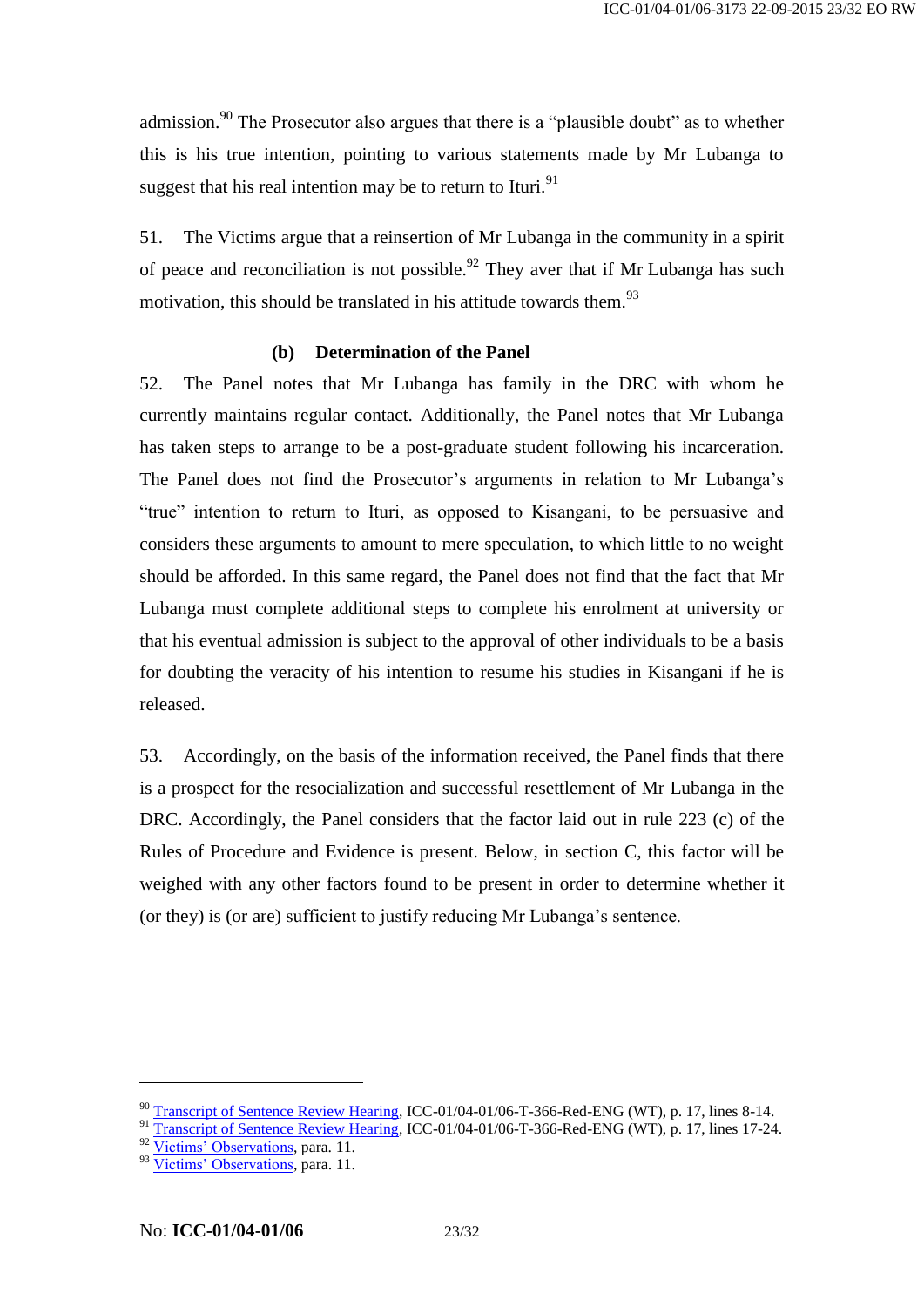admission.[90] The Prosecutor also argues that there is a "plausible doubt" as to whether this is his true intention, pointing to various statements made by Mr Lubanga to suggest that his real intention may be to return to Ituri.[91]

51. The Victims argue that a reinsertion of Mr Lubanga in the community in a spirit of peace and reconciliation is not possible.[92] They aver that if Mr Lubanga has such motivation, this should be translated in his attitude towards them.[93]

**(b) Determination of the Panel**

52. The Panel notes that Mr Lubanga has family in the DRC with whom he currently maintains regular contact. Additionally, the Panel notes that Mr Lubanga has taken steps to arrange to be a post-graduate student following his incarceration. The Panel does not find the Prosecutor's arguments in relation to Mr Lubanga's "true" intention to return to Ituri, as opposed to Kisangani, to be persuasive and considers these arguments to amount to mere speculation, to which little to no weight should be afforded. In this same regard, the Panel does not find that the fact that Mr Lubanga must complete additional steps to complete his enrolment at university or that his eventual admission is subject to the approval of other individuals to be a basis for doubting the veracity of his intention to resume his studies in Kisangani if he is released.

53. Accordingly, on the basis of the information received, the Panel finds that there is a prospect for the resocialization and successful resettlement of Mr Lubanga in the DRC. Accordingly, the Panel considers that the factor laid out in rule 223 (c) of the Rules of Procedure and Evidence is present. Below, in section C, this factor will be weighed with any other factors found to be present in order to determine whether it (or they) is (or are) sufficient to justify reducing Mr Lubanga's sentence.

---

[90] Transcript of Sentence Review Hearing, ICC-01/04-01/06-T-366-Red-ENG (WT), p. 17, lines 8-14.
[91] Transcript of Sentence Review Hearing, ICC-01/04-01/06-T-366-Red-ENG (WT), p. 17, lines 17-24.
[92] Victims' Observations, para. 11.
[93] Victims' Observations, para. 11.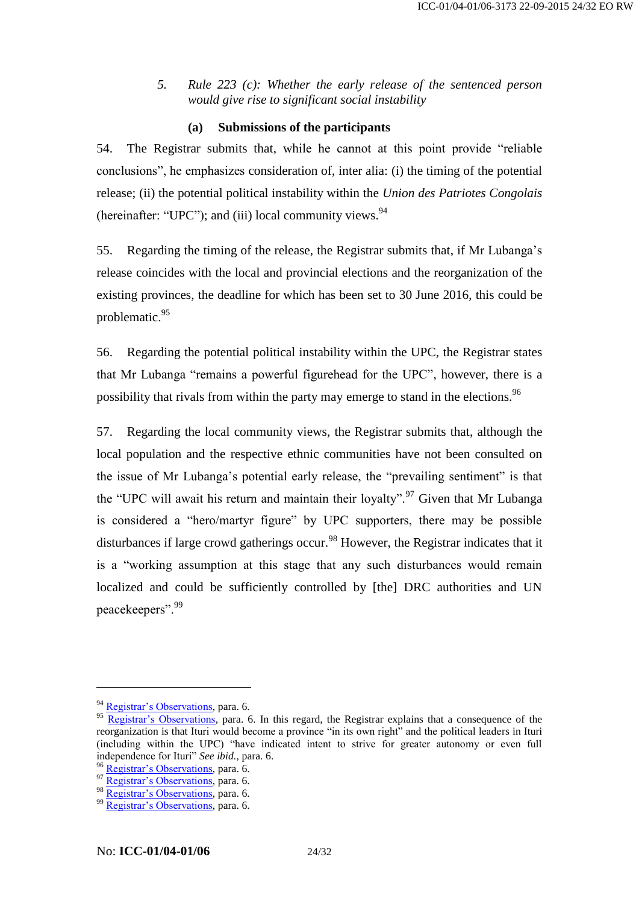*5. Rule 223 (c): Whether the early release of the sentenced person would give rise to significant social instability*

**(a) Submissions of the participants**

54. The Registrar submits that, while he cannot at this point provide "reliable conclusions", he emphasizes consideration of, inter alia: (i) the timing of the potential release; (ii) the potential political instability within the *Union des Patriotes Congolais* (hereinafter: "UPC"); and (iii) local community views.[94]

55. Regarding the timing of the release, the Registrar submits that, if Mr Lubanga's release coincides with the local and provincial elections and the reorganization of the existing provinces, the deadline for which has been set to 30 June 2016, this could be problematic.[95]

56. Regarding the potential political instability within the UPC, the Registrar states that Mr Lubanga "remains a powerful figurehead for the UPC", however, there is a possibility that rivals from within the party may emerge to stand in the elections.[96]

57. Regarding the local community views, the Registrar submits that, although the local population and the respective ethnic communities have not been consulted on the issue of Mr Lubanga's potential early release, the "prevailing sentiment" is that the "UPC will await his return and maintain their loyalty".[97] Given that Mr Lubanga is considered a "hero/martyr figure" by UPC supporters, there may be possible disturbances if large crowd gatherings occur.[98] However, the Registrar indicates that it is a "working assumption at this stage that any such disturbances would remain localized and could be sufficiently controlled by [the] DRC authorities and UN peacekeepers".[99]

---

[94] Registrar's Observations, para. 6.

[95] Registrar's Observations, para. 6. In this regard, the Registrar explains that a consequence of the reorganization is that Ituri would become a province "in its own right" and the political leaders in Ituri (including within the UPC) "have indicated intent to strive for greater autonomy or even full independence for Ituri" *See ibid.*, para. 6.

[96] Registrar's Observations, para. 6.

[97] Registrar's Observations, para. 6.

[98] Registrar's Observations, para. 6.

[99] Registrar's Observations, para. 6.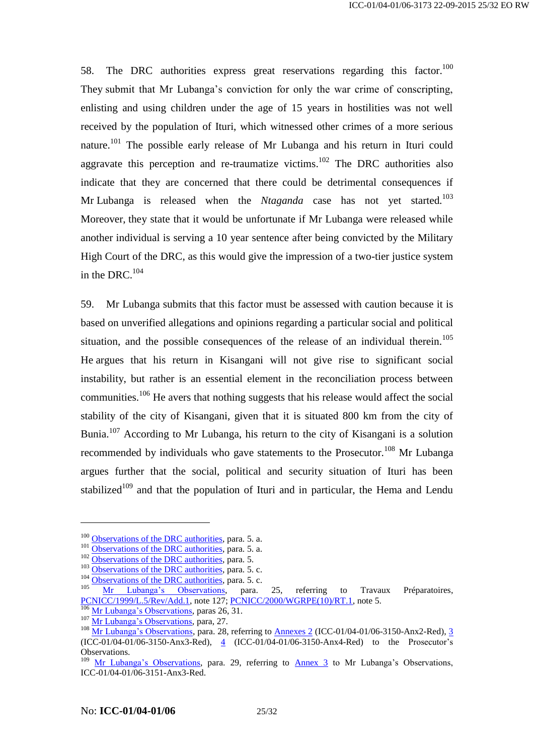58. The DRC authorities express great reservations regarding this factor.[100] They submit that Mr Lubanga's conviction for only the war crime of conscripting, enlisting and using children under the age of 15 years in hostilities was not well received by the population of Ituri, which witnessed other crimes of a more serious nature.[101] The possible early release of Mr Lubanga and his return in Ituri could aggravate this perception and re-traumatize victims.[102] The DRC authorities also indicate that they are concerned that there could be detrimental consequences if Mr Lubanga is released when the *Ntaganda* case has not yet started.[103] Moreover, they state that it would be unfortunate if Mr Lubanga were released while another individual is serving a 10 year sentence after being convicted by the Military High Court of the DRC, as this would give the impression of a two-tier justice system in the DRC.[104]

59. Mr Lubanga submits that this factor must be assessed with caution because it is based on unverified allegations and opinions regarding a particular social and political situation, and the possible consequences of the release of an individual therein.[105] He argues that his return in Kisangani will not give rise to significant social instability, but rather is an essential element in the reconciliation process between communities.[106] He avers that nothing suggests that his release would affect the social stability of the city of Kisangani, given that it is situated 800 km from the city of Bunia.[107] According to Mr Lubanga, his return to the city of Kisangani is a solution recommended by individuals who gave statements to the Prosecutor.[108] Mr Lubanga argues further that the social, political and security situation of Ituri has been stabilized[109] and that the population of Ituri and in particular, the Hema and Lendu

---

[100] Observations of the DRC authorities, para. 5. a.
[101] Observations of the DRC authorities, para. 5. a.
[102] Observations of the DRC authorities, para. 5.
[103] Observations of the DRC authorities, para. 5. c.
[104] Observations of the DRC authorities, para. 5. c.
[105] Mr Lubanga's Observations, para. 25, referring to Travaux Préparatoires, PCNICC/1999/L.5/Rev/Add.1, note 127; PCNICC/2000/WGRPE(10)/RT.1, note 5.
[106] Mr Lubanga's Observations, paras 26, 31.
[107] Mr Lubanga's Observations, para, 27.
[108] Mr Lubanga's Observations, para. 28, referring to Annexes 2 (ICC-01/04-01/06-3150-Anx2-Red), 3 (ICC-01/04-01/06-3150-Anx3-Red), 4 (ICC-01/04-01/06-3150-Anx4-Red) to the Prosecutor's Observations.
[109] Mr Lubanga's Observations, para. 29, referring to Annex 3 to Mr Lubanga's Observations, ICC-01/04-01/06-3151-Anx3-Red.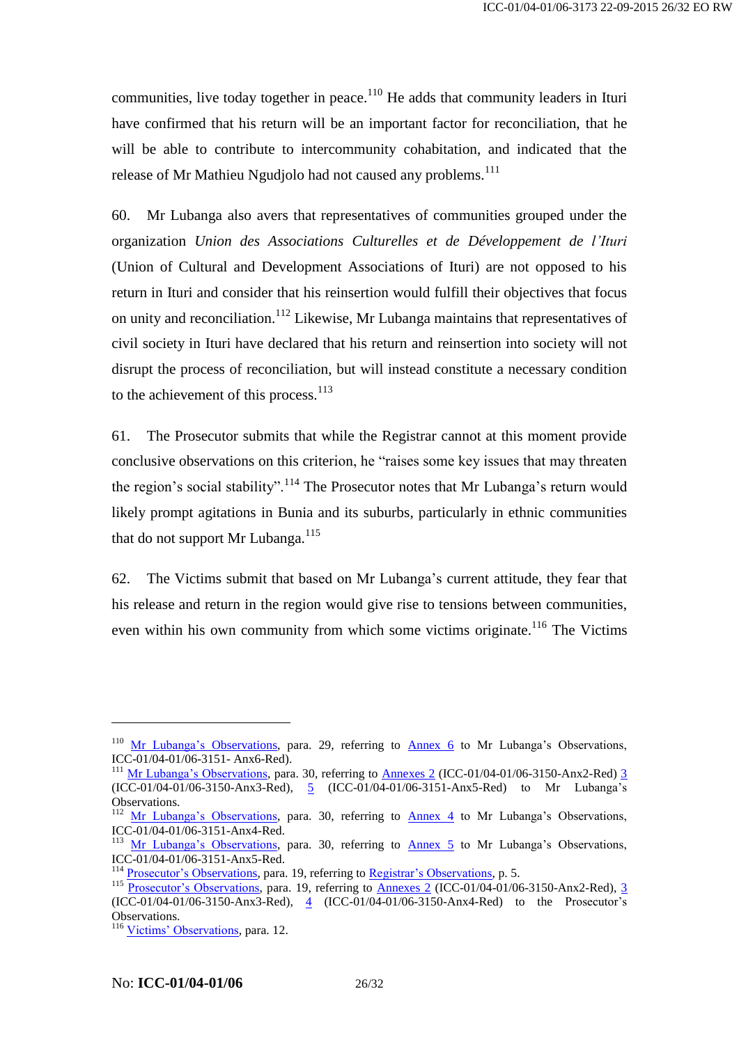communities, live today together in peace.[110] He adds that community leaders in Ituri have confirmed that his return will be an important factor for reconciliation, that he will be able to contribute to intercommunity cohabitation, and indicated that the release of Mr Mathieu Ngudjolo had not caused any problems.[111]

60. Mr Lubanga also avers that representatives of communities grouped under the organization *Union des Associations Culturelles et de Développement de l'Ituri* (Union of Cultural and Development Associations of Ituri) are not opposed to his return in Ituri and consider that his reinsertion would fulfill their objectives that focus on unity and reconciliation.[112] Likewise, Mr Lubanga maintains that representatives of civil society in Ituri have declared that his return and reinsertion into society will not disrupt the process of reconciliation, but will instead constitute a necessary condition to the achievement of this process.[113]

61. The Prosecutor submits that while the Registrar cannot at this moment provide conclusive observations on this criterion, he "raises some key issues that may threaten the region's social stability".[114] The Prosecutor notes that Mr Lubanga's return would likely prompt agitations in Bunia and its suburbs, particularly in ethnic communities that do not support Mr Lubanga.[115]

62. The Victims submit that based on Mr Lubanga's current attitude, they fear that his release and return in the region would give rise to tensions between communities, even within his own community from which some victims originate.[116] The Victims

---

[110] Mr Lubanga's Observations, para. 29, referring to Annex 6 to Mr Lubanga's Observations, ICC-01/04-01/06-3151- Anx6-Red).

[111] Mr Lubanga's Observations, para. 30, referring to Annexes 2 (ICC-01/04-01/06-3150-Anx2-Red) 3 (ICC-01/04-01/06-3150-Anx3-Red), 5 (ICC-01/04-01/06-3151-Anx5-Red) to Mr Lubanga's Observations.

[112] Mr Lubanga's Observations, para. 30, referring to Annex 4 to Mr Lubanga's Observations, ICC-01/04-01/06-3151-Anx4-Red.

[113] Mr Lubanga's Observations, para. 30, referring to Annex 5 to Mr Lubanga's Observations, ICC-01/04-01/06-3151-Anx5-Red.

[114] Prosecutor's Observations, para. 19, referring to Registrar's Observations, p. 5.

[115] Prosecutor's Observations, para. 19, referring to Annexes 2 (ICC-01/04-01/06-3150-Anx2-Red), 3 (ICC-01/04-01/06-3150-Anx3-Red), 4 (ICC-01/04-01/06-3150-Anx4-Red) to the Prosecutor's Observations.

[116] Victims' Observations, para. 12.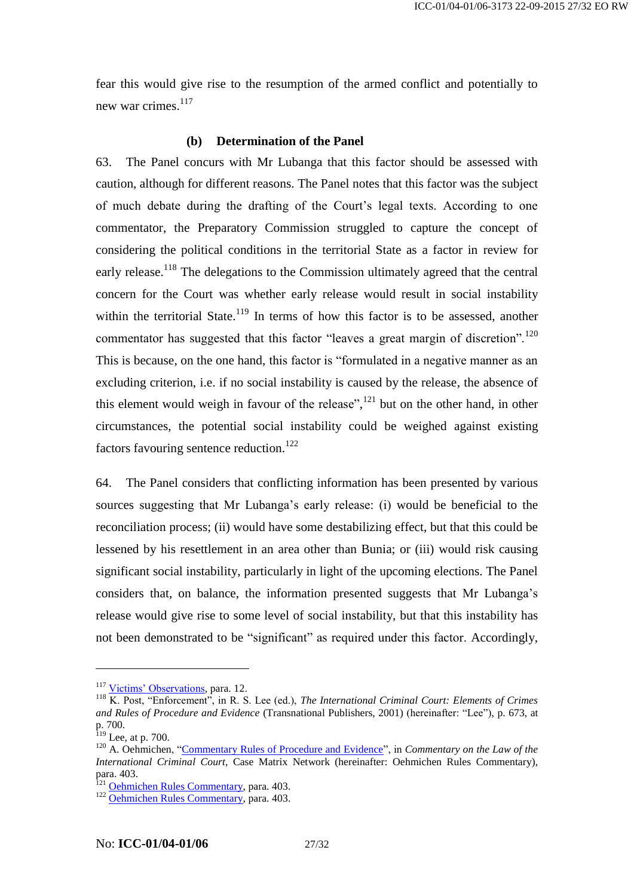fear this would give rise to the resumption of the armed conflict and potentially to new war crimes.[117]

#### (b) Determination of the Panel

63. The Panel concurs with Mr Lubanga that this factor should be assessed with caution, although for different reasons. The Panel notes that this factor was the subject of much debate during the drafting of the Court's legal texts. According to one commentator, the Preparatory Commission struggled to capture the concept of considering the political conditions in the territorial State as a factor in review for early release.[118] The delegations to the Commission ultimately agreed that the central concern for the Court was whether early release would result in social instability within the territorial State.[119] In terms of how this factor is to be assessed, another commentator has suggested that this factor "leaves a great margin of discretion".[120] This is because, on the one hand, this factor is "formulated in a negative manner as an excluding criterion, i.e. if no social instability is caused by the release, the absence of this element would weigh in favour of the release",[121] but on the other hand, in other circumstances, the potential social instability could be weighed against existing factors favouring sentence reduction.[122]

64. The Panel considers that conflicting information has been presented by various sources suggesting that Mr Lubanga's early release: (i) would be beneficial to the reconciliation process; (ii) would have some destabilizing effect, but that this could be lessened by his resettlement in an area other than Bunia; or (iii) would risk causing significant social instability, particularly in light of the upcoming elections. The Panel considers that, on balance, the information presented suggests that Mr Lubanga's release would give rise to some level of social instability, but that this instability has not been demonstrated to be "significant" as required under this factor. Accordingly,

---

[117] Victims' Observations, para. 12.

[118] K. Post, "Enforcement", in R. S. Lee (ed.), *The International Criminal Court: Elements of Crimes and Rules of Procedure and Evidence* (Transnational Publishers, 2001) (hereinafter: "Lee"), p. 673, at p. 700.

[119] Lee, at p. 700.

[120] A. Oehmichen, "Commentary Rules of Procedure and Evidence", in *Commentary on the Law of the International Criminal Court*, Case Matrix Network (hereinafter: Oehmichen Rules Commentary), para. 403.

[121] Oehmichen Rules Commentary, para. 403.

[122] Oehmichen Rules Commentary, para. 403.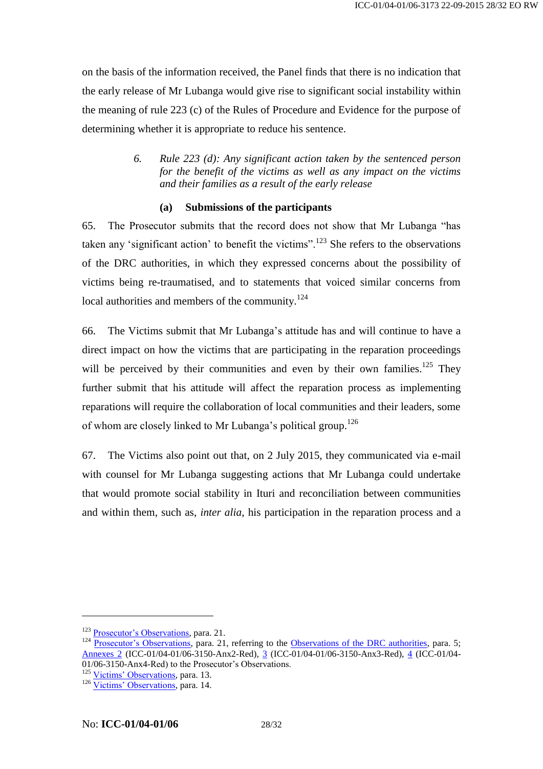on the basis of the information received, the Panel finds that there is no indication that the early release of Mr Lubanga would give rise to significant social instability within the meaning of rule 223 (c) of the Rules of Procedure and Evidence for the purpose of determining whether it is appropriate to reduce his sentence.

### *6. Rule 223 (d): Any significant action taken by the sentenced person for the benefit of the victims as well as any impact on the victims and their families as a result of the early release*

#### (a) Submissions of the participants

65. The Prosecutor submits that the record does not show that Mr Lubanga "has taken any 'significant action' to benefit the victims".[123] She refers to the observations of the DRC authorities, in which they expressed concerns about the possibility of victims being re-traumatised, and to statements that voiced similar concerns from local authorities and members of the community.[124]

66. The Victims submit that Mr Lubanga's attitude has and will continue to have a direct impact on how the victims that are participating in the reparation proceedings will be perceived by their communities and even by their own families.[125] They further submit that his attitude will affect the reparation process as implementing reparations will require the collaboration of local communities and their leaders, some of whom are closely linked to Mr Lubanga's political group.[126]

67. The Victims also point out that, on 2 July 2015, they communicated via e-mail with counsel for Mr Lubanga suggesting actions that Mr Lubanga could undertake that would promote social stability in Ituri and reconciliation between communities and within them, such as, *inter alia*, his participation in the reparation process and a

---

[123] Prosecutor's Observations, para. 21.

[124] Prosecutor's Observations, para. 21, referring to the Observations of the DRC authorities, para. 5; Annexes 2 (ICC-01/04-01/06-3150-Anx2-Red), 3 (ICC-01/04-01/06-3150-Anx3-Red), 4 (ICC-01/04-01/06-3150-Anx4-Red) to the Prosecutor's Observations.

[125] Victims' Observations, para. 13.

[126] Victims' Observations, para. 14.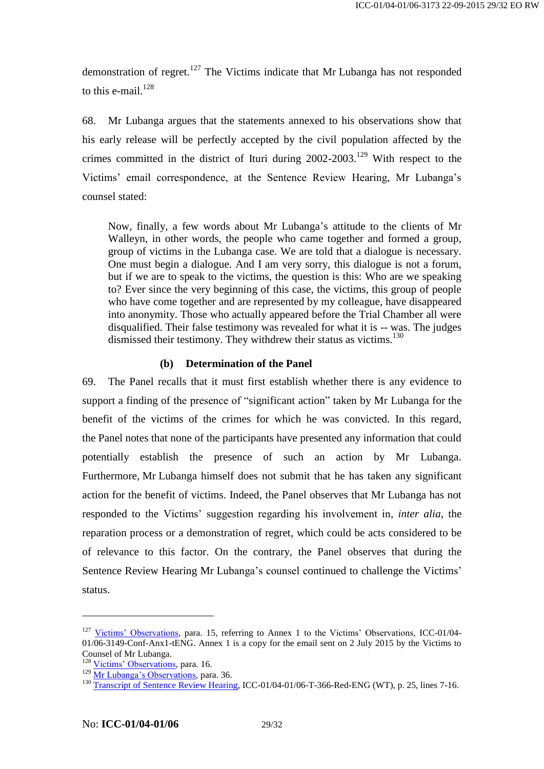demonstration of regret.[127] The Victims indicate that Mr Lubanga has not responded to this e-mail.[128]

68. Mr Lubanga argues that the statements annexed to his observations show that his early release will be perfectly accepted by the civil population affected by the crimes committed in the district of Ituri during 2002-2003.[129] With respect to the Victims' email correspondence, at the Sentence Review Hearing, Mr Lubanga's counsel stated:

> Now, finally, a few words about Mr Lubanga's attitude to the clients of Mr Walleyn, in other words, the people who came together and formed a group, group of victims in the Lubanga case. We are told that a dialogue is necessary. One must begin a dialogue. And I am very sorry, this dialogue is not a forum, but if we are to speak to the victims, the question is this: Who are we speaking to? Ever since the very beginning of this case, the victims, this group of people who have come together and are represented by my colleague, have disappeared into anonymity. Those who actually appeared before the Trial Chamber all were disqualified. Their false testimony was revealed for what it is -- was. The judges dismissed their testimony. They withdrew their status as victims.[130]

### (b) Determination of the Panel

69. The Panel recalls that it must first establish whether there is any evidence to support a finding of the presence of "significant action" taken by Mr Lubanga for the benefit of the victims of the crimes for which he was convicted. In this regard, the Panel notes that none of the participants have presented any information that could potentially establish the presence of such an action by Mr Lubanga. Furthermore, Mr Lubanga himself does not submit that he has taken any significant action for the benefit of victims. Indeed, the Panel observes that Mr Lubanga has not responded to the Victims' suggestion regarding his involvement in, *inter alia*, the reparation process or a demonstration of regret, which could be acts considered to be of relevance to this factor. On the contrary, the Panel observes that during the Sentence Review Hearing Mr Lubanga's counsel continued to challenge the Victims' status.

---

[127] Victims' Observations, para. 15, referring to Annex 1 to the Victims' Observations, ICC-01/04-01/06-3149-Conf-Anx1-tENG. Annex 1 is a copy for the email sent on 2 July 2015 by the Victims to Counsel of Mr Lubanga.

[128] Victims' Observations, para. 16.

[129] Mr Lubanga's Observations, para. 36.

[130] Transcript of Sentence Review Hearing, ICC-01/04-01/06-T-366-Red-ENG (WT), p. 25, lines 7-16.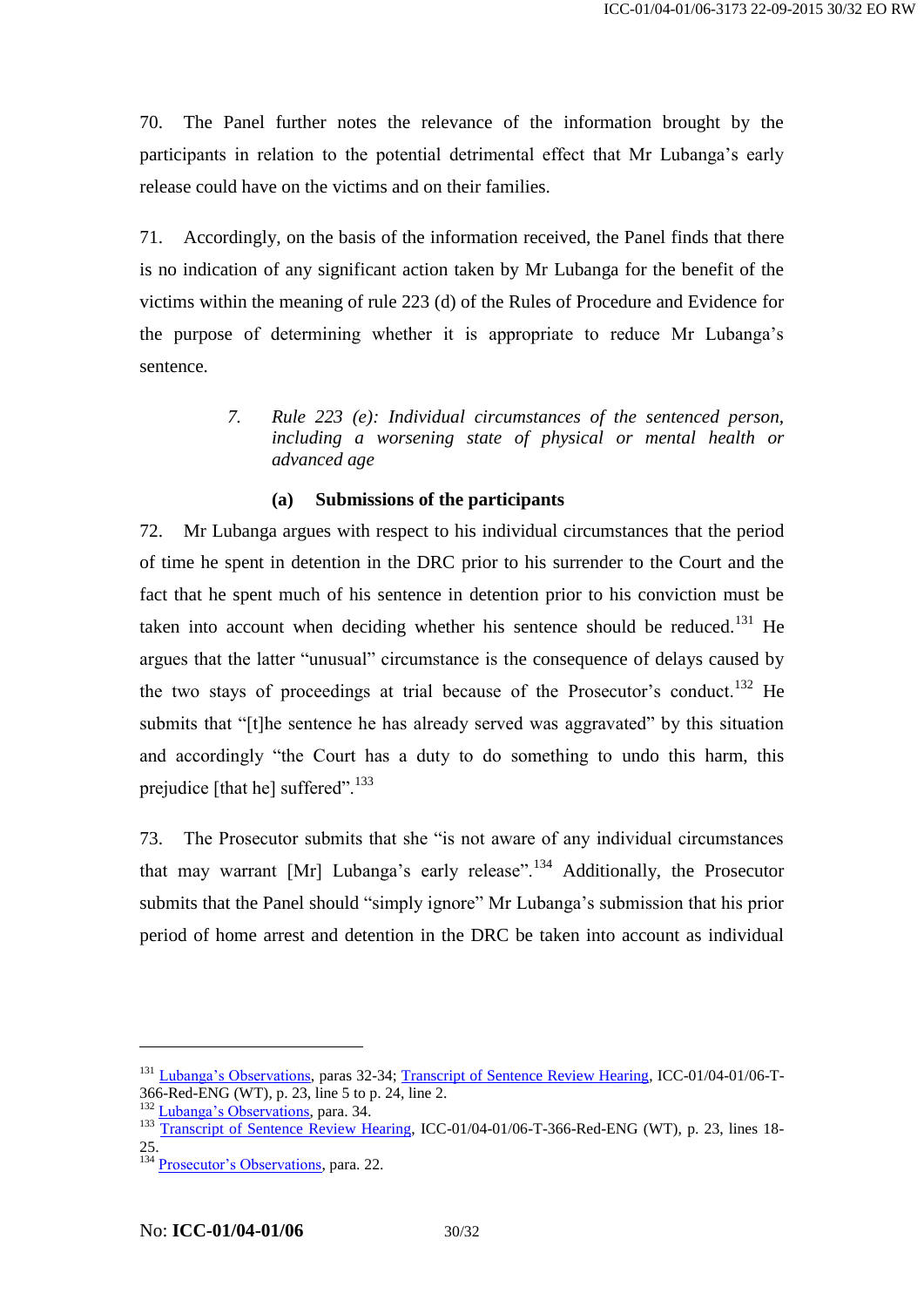70. The Panel further notes the relevance of the information brought by the participants in relation to the potential detrimental effect that Mr Lubanga's early release could have on the victims and on their families.

71. Accordingly, on the basis of the information received, the Panel finds that there is no indication of any significant action taken by Mr Lubanga for the benefit of the victims within the meaning of rule 223 (d) of the Rules of Procedure and Evidence for the purpose of determining whether it is appropriate to reduce Mr Lubanga's sentence.

### 7. *Rule 223 (e): Individual circumstances of the sentenced person, including a worsening state of physical or mental health or advanced age*

#### (a) Submissions of the participants

72. Mr Lubanga argues with respect to his individual circumstances that the period of time he spent in detention in the DRC prior to his surrender to the Court and the fact that he spent much of his sentence in detention prior to his conviction must be taken into account when deciding whether his sentence should be reduced.[131] He argues that the latter "unusual" circumstance is the consequence of delays caused by the two stays of proceedings at trial because of the Prosecutor's conduct.[132] He submits that "[t]he sentence he has already served was aggravated" by this situation and accordingly "the Court has a duty to do something to undo this harm, this prejudice [that he] suffered".[133]

73. The Prosecutor submits that she "is not aware of any individual circumstances that may warrant [Mr] Lubanga's early release".[134] Additionally, the Prosecutor submits that the Panel should "simply ignore" Mr Lubanga's submission that his prior period of home arrest and detention in the DRC be taken into account as individual

---

[131] Lubanga's Observations, paras 32-34; Transcript of Sentence Review Hearing, ICC-01/04-01/06-T-366-Red-ENG (WT), p. 23, line 5 to p. 24, line 2.

[132] Lubanga's Observations, para. 34.

[133] Transcript of Sentence Review Hearing, ICC-01/04-01/06-T-366-Red-ENG (WT), p. 23, lines 18-25.

[134] Prosecutor's Observations, para. 22.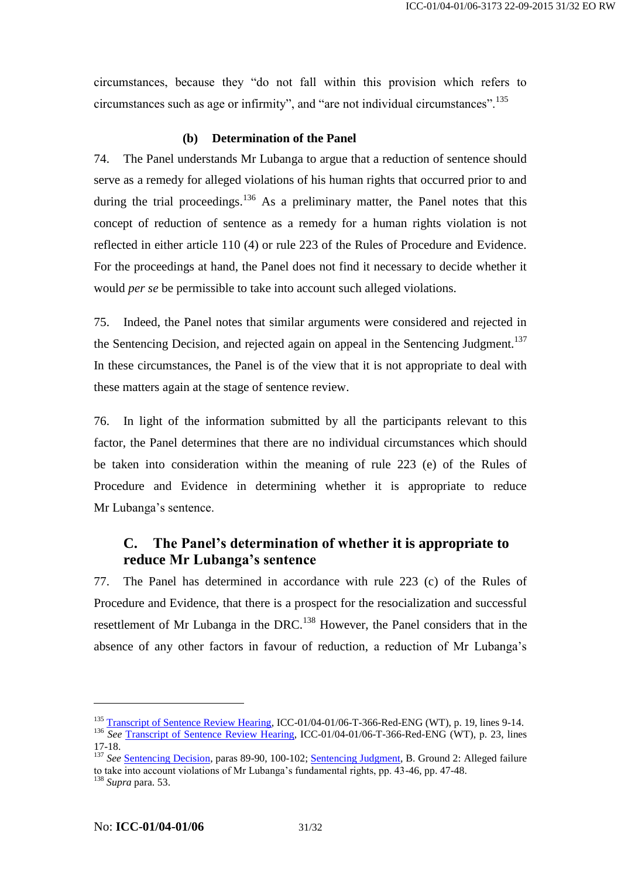circumstances, because they "do not fall within this provision which refers to circumstances such as age or infirmity", and "are not individual circumstances".[135]

#### (b) Determination of the Panel

74. The Panel understands Mr Lubanga to argue that a reduction of sentence should serve as a remedy for alleged violations of his human rights that occurred prior to and during the trial proceedings.[136] As a preliminary matter, the Panel notes that this concept of reduction of sentence as a remedy for a human rights violation is not reflected in either article 110 (4) or rule 223 of the Rules of Procedure and Evidence. For the proceedings at hand, the Panel does not find it necessary to decide whether it would *per se* be permissible to take into account such alleged violations.

75. Indeed, the Panel notes that similar arguments were considered and rejected in the Sentencing Decision, and rejected again on appeal in the Sentencing Judgment.[137] In these circumstances, the Panel is of the view that it is not appropriate to deal with these matters again at the stage of sentence review.

76. In light of the information submitted by all the participants relevant to this factor, the Panel determines that there are no individual circumstances which should be taken into consideration within the meaning of rule 223 (e) of the Rules of Procedure and Evidence in determining whether it is appropriate to reduce Mr Lubanga's sentence.

## C. The Panel's determination of whether it is appropriate to reduce Mr Lubanga's sentence

77. The Panel has determined in accordance with rule 223 (c) of the Rules of Procedure and Evidence, that there is a prospect for the resocialization and successful resettlement of Mr Lubanga in the DRC.[138] However, the Panel considers that in the absence of any other factors in favour of reduction, a reduction of Mr Lubanga's

---

[135] Transcript of Sentence Review Hearing, ICC-01/04-01/06-T-366-Red-ENG (WT), p. 19, lines 9-14.

[136] *See* Transcript of Sentence Review Hearing, ICC-01/04-01/06-T-366-Red-ENG (WT), p. 23, lines 17-18.

[137] *See* Sentencing Decision, paras 89-90, 100-102; Sentencing Judgment, B. Ground 2: Alleged failure to take into account violations of Mr Lubanga's fundamental rights, pp. 43-46, pp. 47-48.

[138] *Supra* para. 53.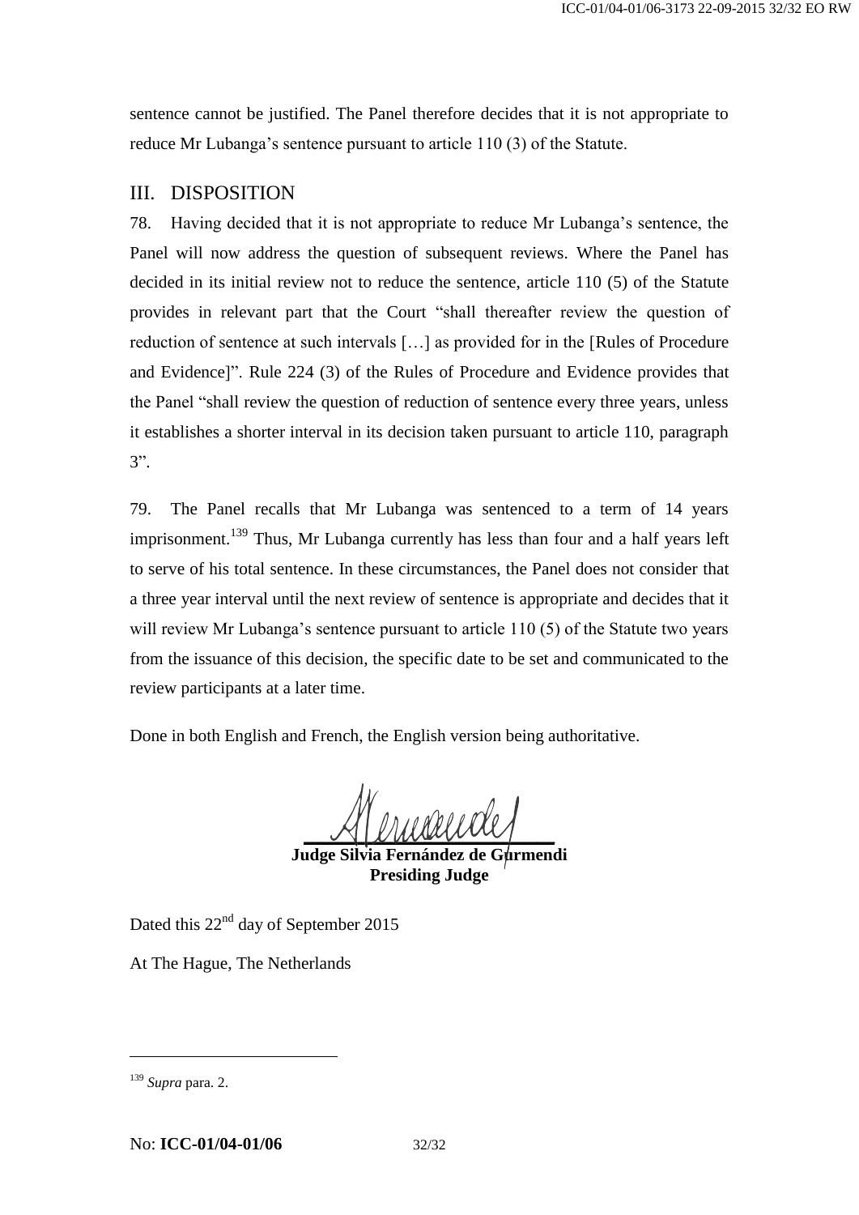sentence cannot be justified. The Panel therefore decides that it is not appropriate to reduce Mr Lubanga's sentence pursuant to article 110 (3) of the Statute.

## III. DISPOSITION

78. Having decided that it is not appropriate to reduce Mr Lubanga's sentence, the Panel will now address the question of subsequent reviews. Where the Panel has decided in its initial review not to reduce the sentence, article 110 (5) of the Statute provides in relevant part that the Court "shall thereafter review the question of reduction of sentence at such intervals […] as provided for in the [Rules of Procedure and Evidence]". Rule 224 (3) of the Rules of Procedure and Evidence provides that the Panel "shall review the question of reduction of sentence every three years, unless it establishes a shorter interval in its decision taken pursuant to article 110, paragraph 3".

79. The Panel recalls that Mr Lubanga was sentenced to a term of 14 years imprisonment.[139] Thus, Mr Lubanga currently has less than four and a half years left to serve of his total sentence. In these circumstances, the Panel does not consider that a three year interval until the next review of sentence is appropriate and decides that it will review Mr Lubanga's sentence pursuant to article 110 (5) of the Statute two years from the issuance of this decision, the specific date to be set and communicated to the review participants at a later time.

Done in both English and French, the English version being authoritative.

**Judge Silvia Fernández de Gurmendi**
**Presiding Judge**

Dated this 22nd day of September 2015

At The Hague, The Netherlands

---

[139] *Supra* para. 2.

No: **ICC-01/04-01/06**